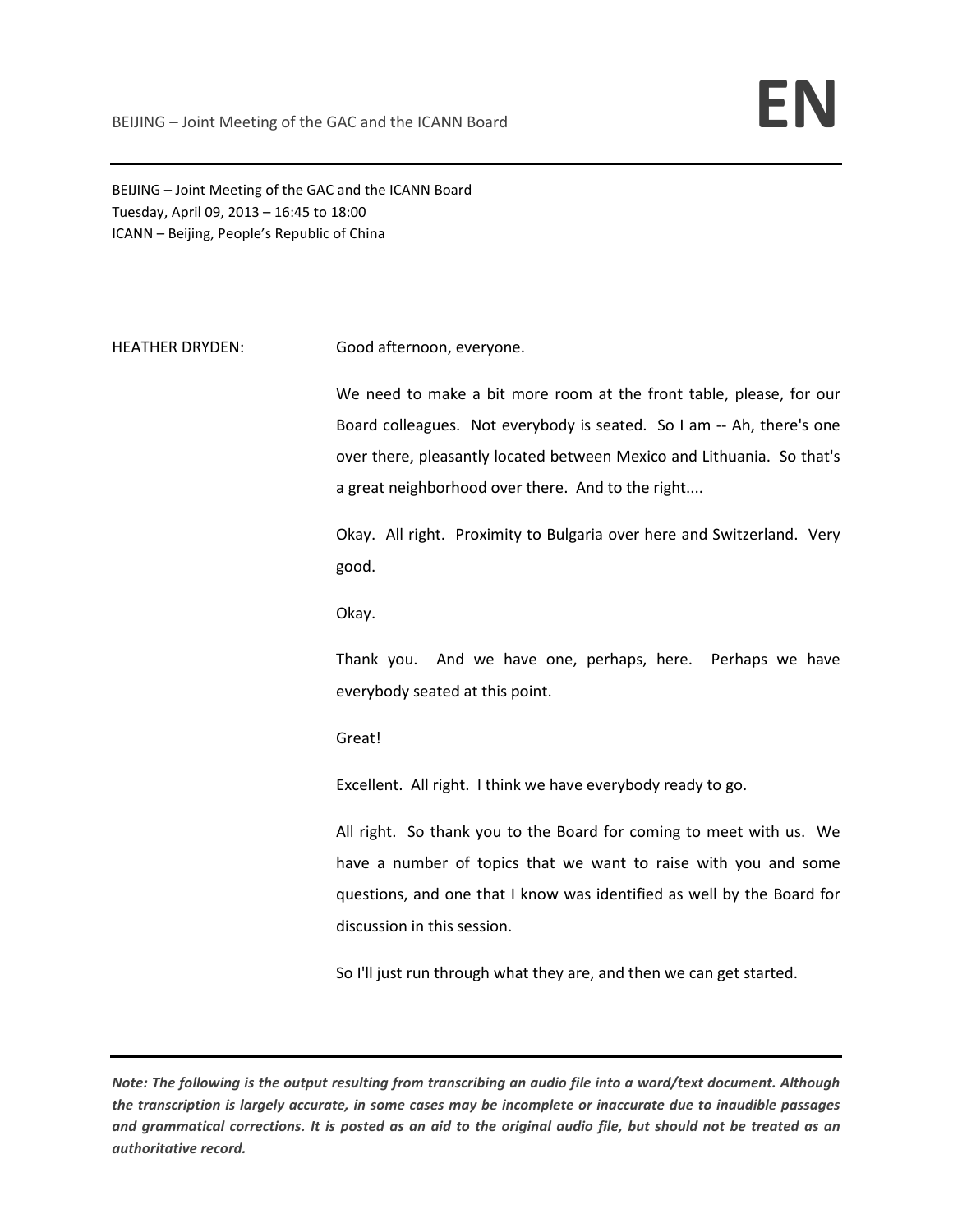BEIJING – Joint Meeting of the GAC and the ICANN Board
Tuesday, April 09, 2013 – 16:45 to 18:00
ICANN – Beijing, People's Republic of China

HEATHER DRYDEN: Good afternoon, everyone.

We need to make a bit more room at the front table, please, for our Board colleagues. Not everybody is seated. So I am -- Ah, there's one over there, pleasantly located between Mexico and Lithuania. So that's a great neighborhood over there. And to the right....

Okay. All right. Proximity to Bulgaria over here and Switzerland. Very good.

Okay.

Thank you. And we have one, perhaps, here. Perhaps we have everybody seated at this point.

Great!

Excellent. All right. I think we have everybody ready to go.

All right. So thank you to the Board for coming to meet with us. We have a number of topics that we want to raise with you and some questions, and one that I know was identified as well by the Board for discussion in this session.

So I'll just run through what they are, and then we can get started.

***Note: The following is the output resulting from transcribing an audio file into a word/text document. Although the transcription is largely accurate, in some cases may be incomplete or inaccurate due to inaudible passages and grammatical corrections. It is posted as an aid to the original audio file, but should not be treated as an authoritative record.***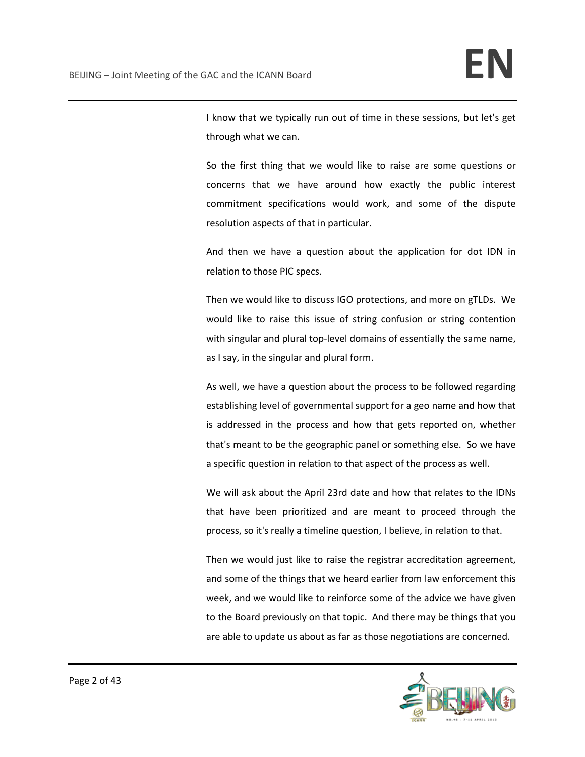I know that we typically run out of time in these sessions, but let's get through what we can.

So the first thing that we would like to raise are some questions or concerns that we have around how exactly the public interest commitment specifications would work, and some of the dispute resolution aspects of that in particular.

And then we have a question about the application for dot IDN in relation to those PIC specs.

Then we would like to discuss IGO protections, and more on gTLDs. We would like to raise this issue of string confusion or string contention with singular and plural top-level domains of essentially the same name, as I say, in the singular and plural form.

As well, we have a question about the process to be followed regarding establishing level of governmental support for a geo name and how that is addressed in the process and how that gets reported on, whether that's meant to be the geographic panel or something else. So we have a specific question in relation to that aspect of the process as well.

We will ask about the April 23rd date and how that relates to the IDNs that have been prioritized and are meant to proceed through the process, so it's really a timeline question, I believe, in relation to that.

Then we would just like to raise the registrar accreditation agreement, and some of the things that we heard earlier from law enforcement this week, and we would like to reinforce some of the advice we have given to the Board previously on that topic. And there may be things that you are able to update us about as far as those negotiations are concerned.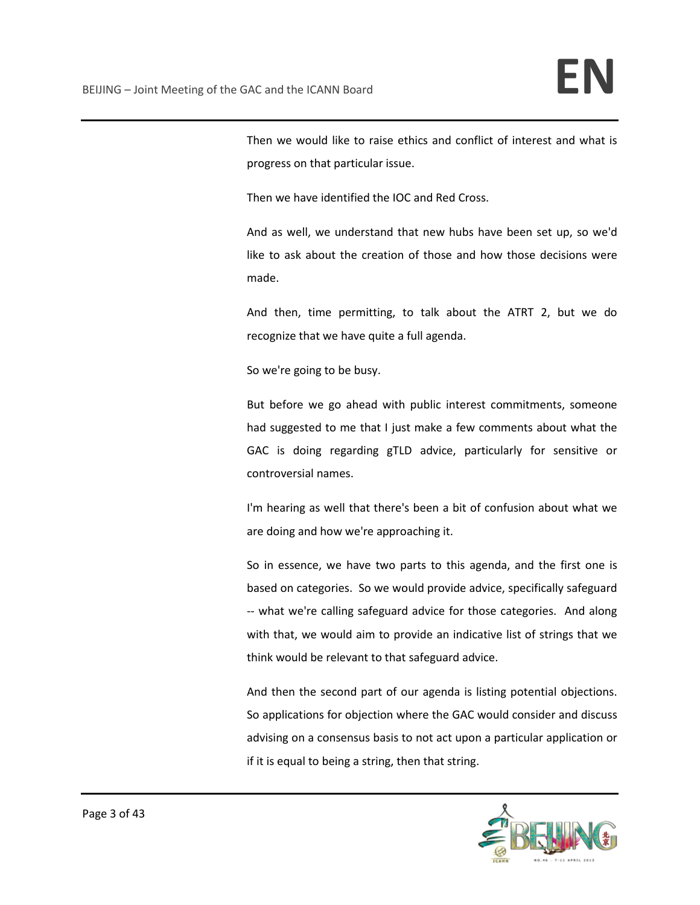Then we would like to raise ethics and conflict of interest and what is progress on that particular issue.

Then we have identified the IOC and Red Cross.

And as well, we understand that new hubs have been set up, so we'd like to ask about the creation of those and how those decisions were made.

And then, time permitting, to talk about the ATRT 2, but we do recognize that we have quite a full agenda.

So we're going to be busy.

But before we go ahead with public interest commitments, someone had suggested to me that I just make a few comments about what the GAC is doing regarding gTLD advice, particularly for sensitive or controversial names.

I'm hearing as well that there's been a bit of confusion about what we are doing and how we're approaching it.

So in essence, we have two parts to this agenda, and the first one is based on categories. So we would provide advice, specifically safeguard -- what we're calling safeguard advice for those categories. And along with that, we would aim to provide an indicative list of strings that we think would be relevant to that safeguard advice.

And then the second part of our agenda is listing potential objections. So applications for objection where the GAC would consider and discuss advising on a consensus basis to not act upon a particular application or if it is equal to being a string, then that string.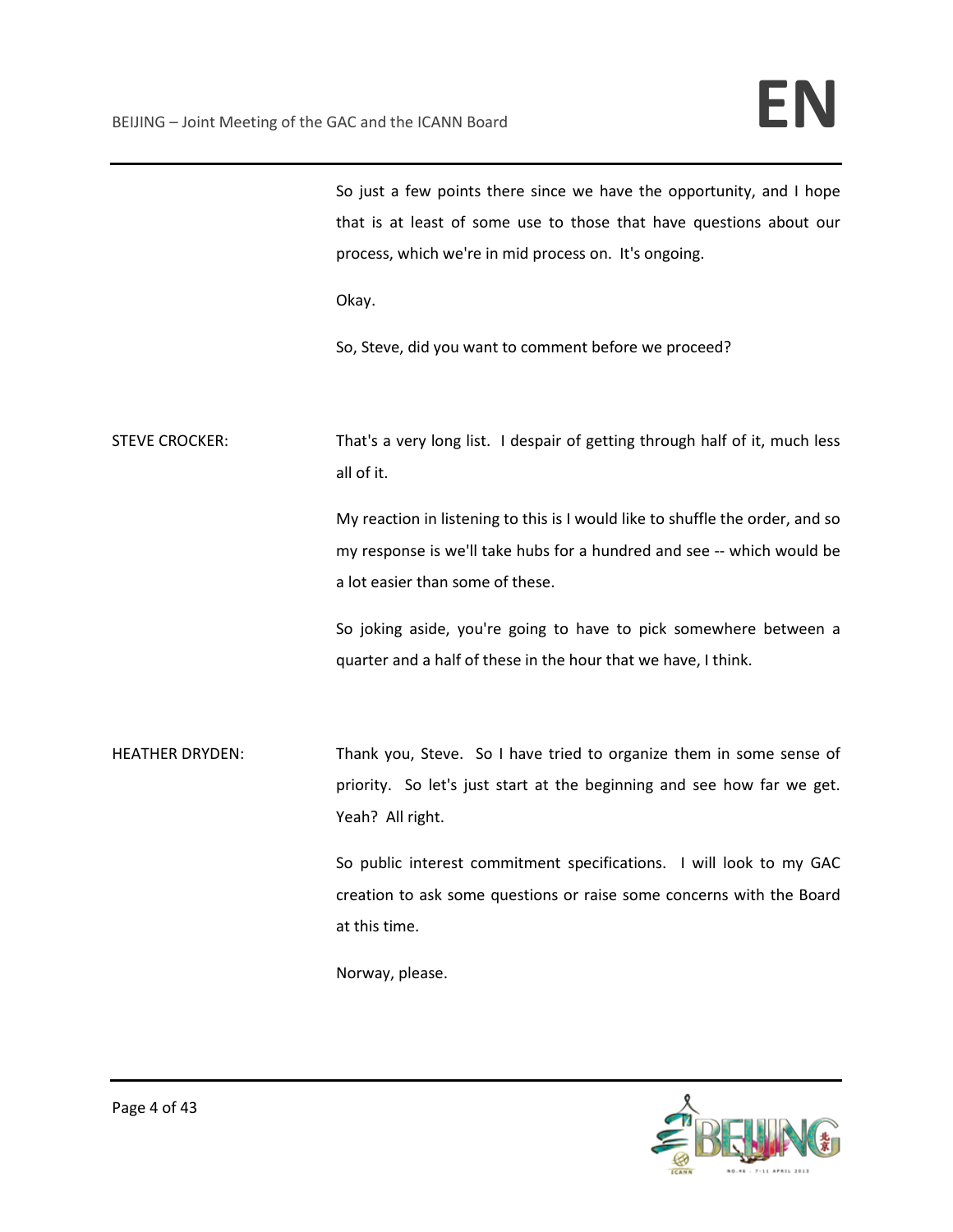So just a few points there since we have the opportunity, and I hope that is at least of some use to those that have questions about our process, which we're in mid process on. It's ongoing.

Okay.

So, Steve, did you want to comment before we proceed?

STEVE CROCKER: That's a very long list. I despair of getting through half of it, much less all of it.

My reaction in listening to this is I would like to shuffle the order, and so my response is we'll take hubs for a hundred and see -- which would be a lot easier than some of these.

So joking aside, you're going to have to pick somewhere between a quarter and a half of these in the hour that we have, I think.

HEATHER DRYDEN: Thank you, Steve. So I have tried to organize them in some sense of priority. So let's just start at the beginning and see how far we get. Yeah? All right.

So public interest commitment specifications. I will look to my GAC creation to ask some questions or raise some concerns with the Board at this time.

Norway, please.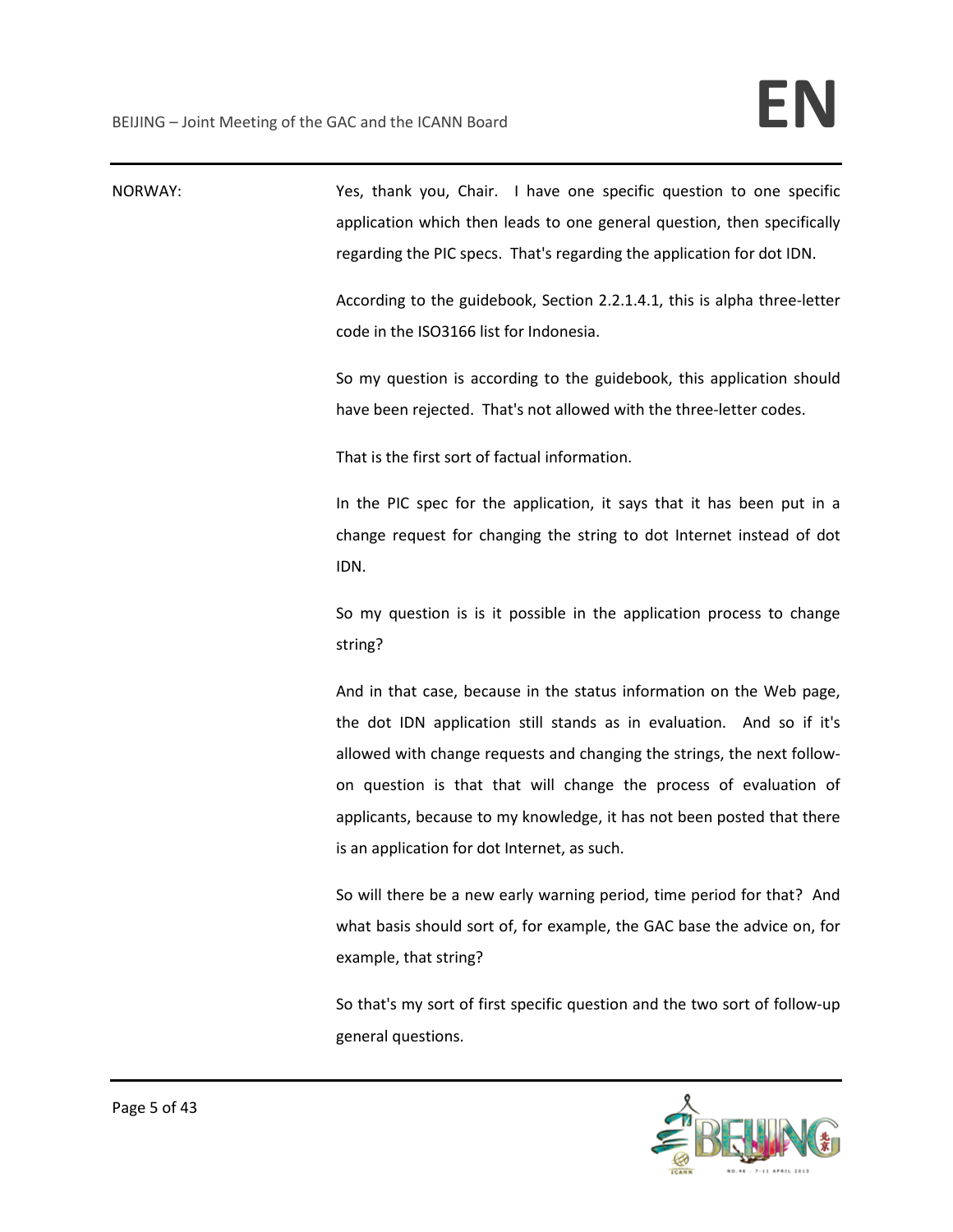NORWAY: Yes, thank you, Chair. I have one specific question to one specific application which then leads to one general question, then specifically regarding the PIC specs. That's regarding the application for dot IDN.

According to the guidebook, Section 2.2.1.4.1, this is alpha three-letter code in the ISO3166 list for Indonesia.

So my question is according to the guidebook, this application should have been rejected. That's not allowed with the three-letter codes.

That is the first sort of factual information.

In the PIC spec for the application, it says that it has been put in a change request for changing the string to dot Internet instead of dot IDN.

So my question is is it possible in the application process to change string?

And in that case, because in the status information on the Web page, the dot IDN application still stands as in evaluation. And so if it's allowed with change requests and changing the strings, the next follow-on question is that that will change the process of evaluation of applicants, because to my knowledge, it has not been posted that there is an application for dot Internet, as such.

So will there be a new early warning period, time period for that? And what basis should sort of, for example, the GAC base the advice on, for example, that string?

So that's my sort of first specific question and the two sort of follow-up general questions.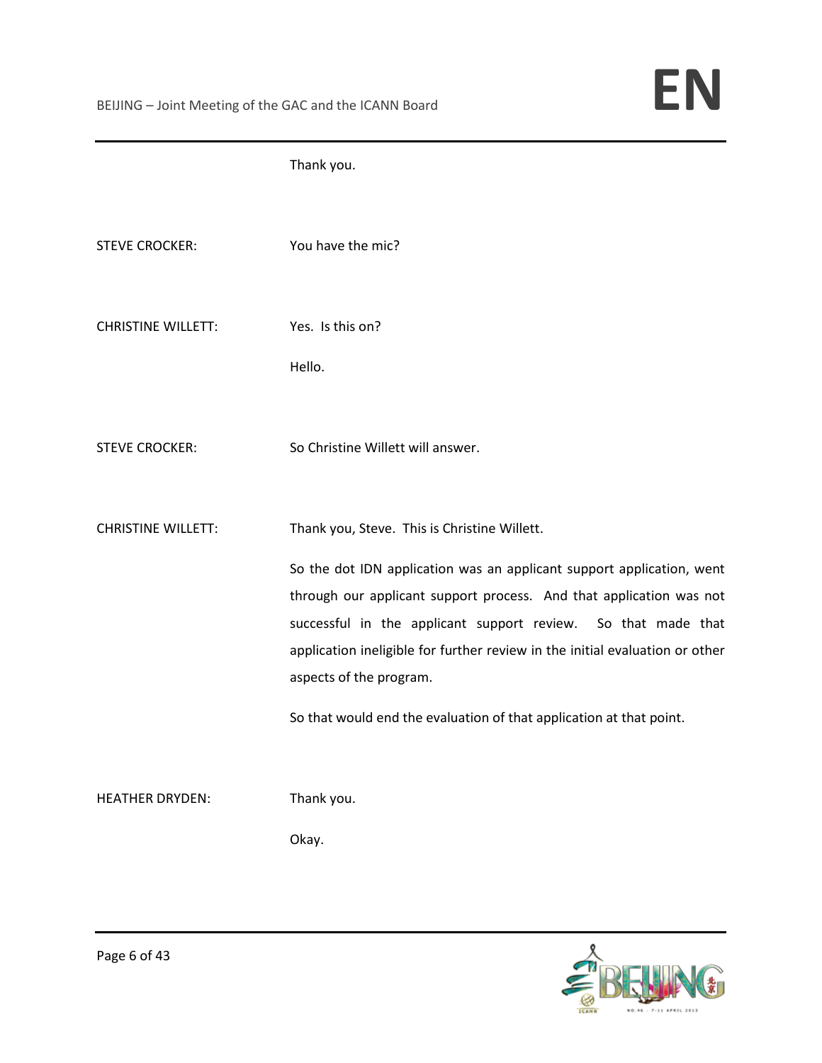Thank you.

STEVE CROCKER: You have the mic?

CHRISTINE WILLETT: Yes. Is this on?

Hello.

STEVE CROCKER: So Christine Willett will answer.

CHRISTINE WILLETT: Thank you, Steve. This is Christine Willett.

So the dot IDN application was an applicant support application, went through our applicant support process. And that application was not successful in the applicant support review. So that made that application ineligible for further review in the initial evaluation or other aspects of the program.

So that would end the evaluation of that application at that point.

HEATHER DRYDEN: Thank you.

Okay.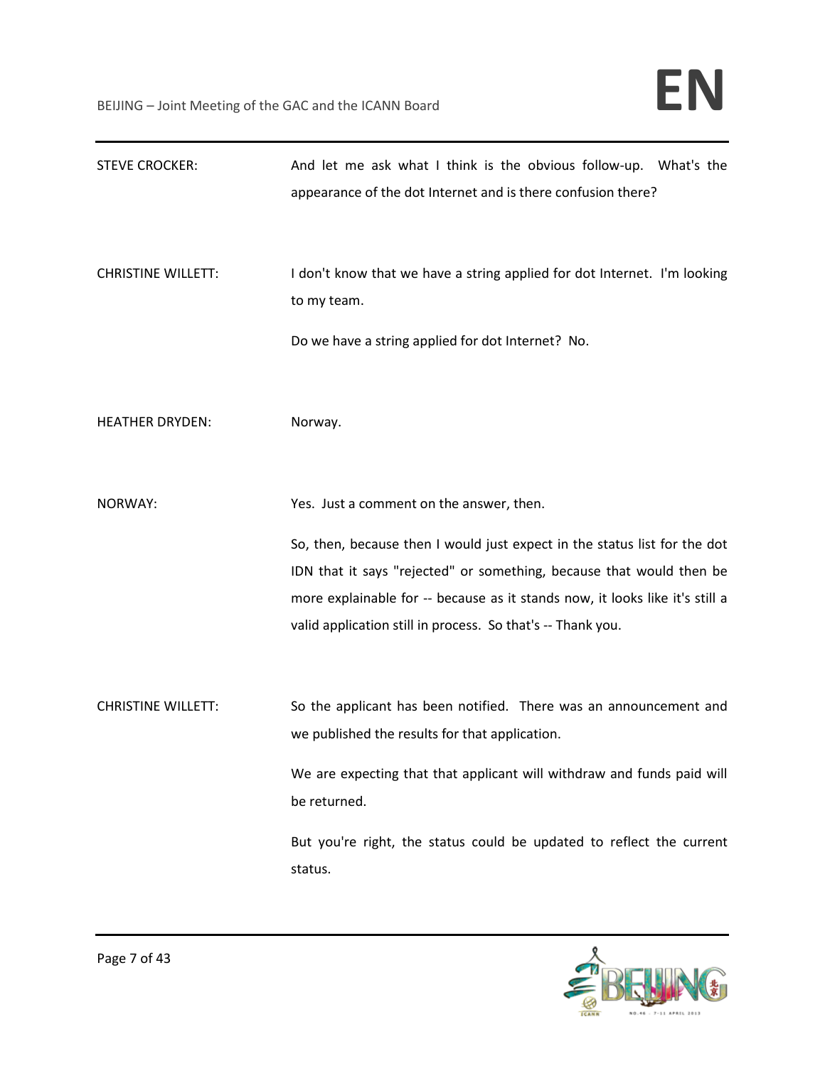STEVE CROCKER: And let me ask what I think is the obvious follow-up. What's the appearance of the dot Internet and is there confusion there?

CHRISTINE WILLETT: I don't know that we have a string applied for dot Internet. I'm looking to my team.

Do we have a string applied for dot Internet? No.

HEATHER DRYDEN: Norway.

NORWAY: Yes. Just a comment on the answer, then.

So, then, because then I would just expect in the status list for the dot IDN that it says "rejected" or something, because that would then be more explainable for -- because as it stands now, it looks like it's still a valid application still in process. So that's -- Thank you.

CHRISTINE WILLETT: So the applicant has been notified. There was an announcement and we published the results for that application.

We are expecting that that applicant will withdraw and funds paid will be returned.

But you're right, the status could be updated to reflect the current status.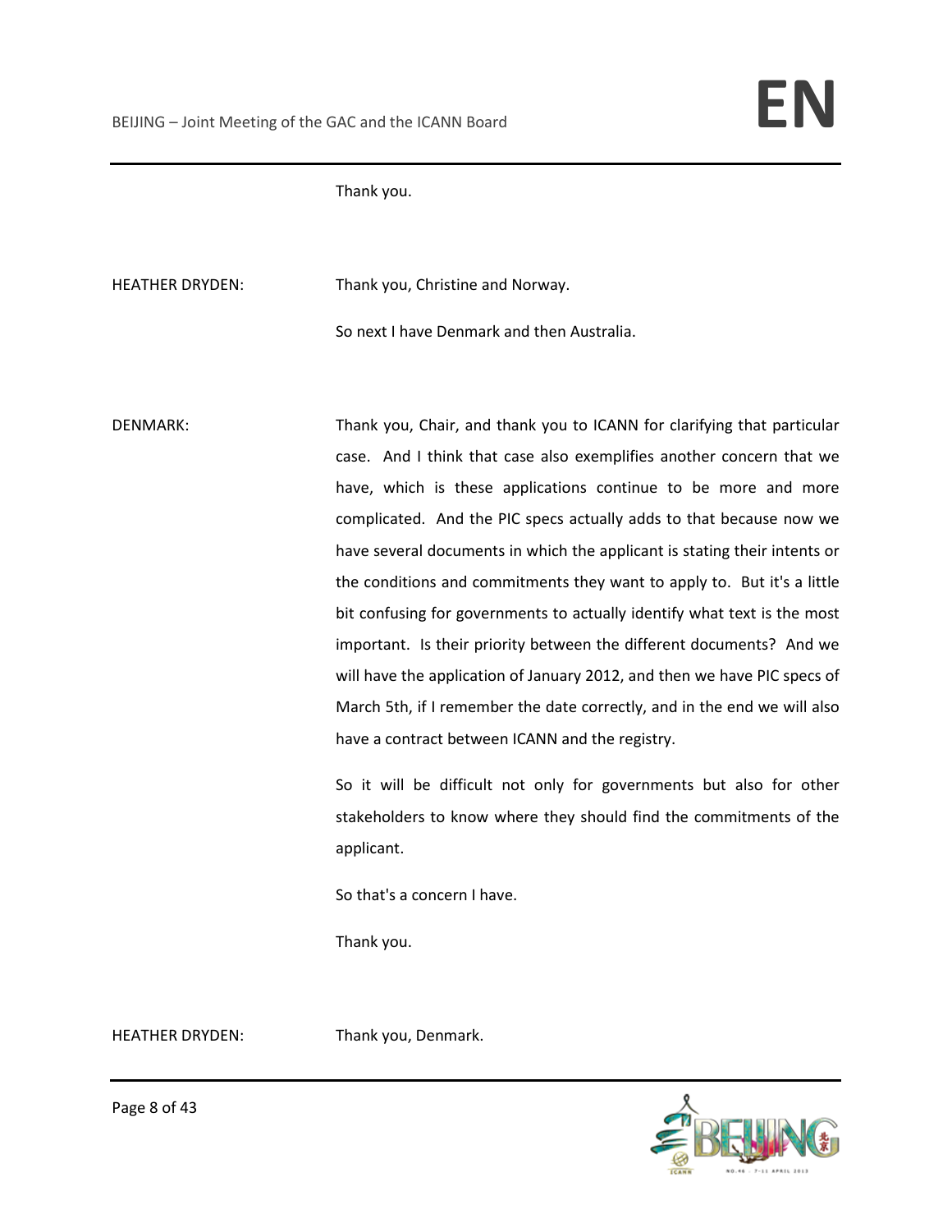Thank you.

HEATHER DRYDEN: Thank you, Christine and Norway.

So next I have Denmark and then Australia.

DENMARK: Thank you, Chair, and thank you to ICANN for clarifying that particular case. And I think that case also exemplifies another concern that we have, which is these applications continue to be more and more complicated. And the PIC specs actually adds to that because now we have several documents in which the applicant is stating their intents or the conditions and commitments they want to apply to. But it's a little bit confusing for governments to actually identify what text is the most important. Is their priority between the different documents? And we will have the application of January 2012, and then we have PIC specs of March 5th, if I remember the date correctly, and in the end we will also have a contract between ICANN and the registry.

So it will be difficult not only for governments but also for other stakeholders to know where they should find the commitments of the applicant.

So that's a concern I have.

Thank you.

HEATHER DRYDEN: Thank you, Denmark.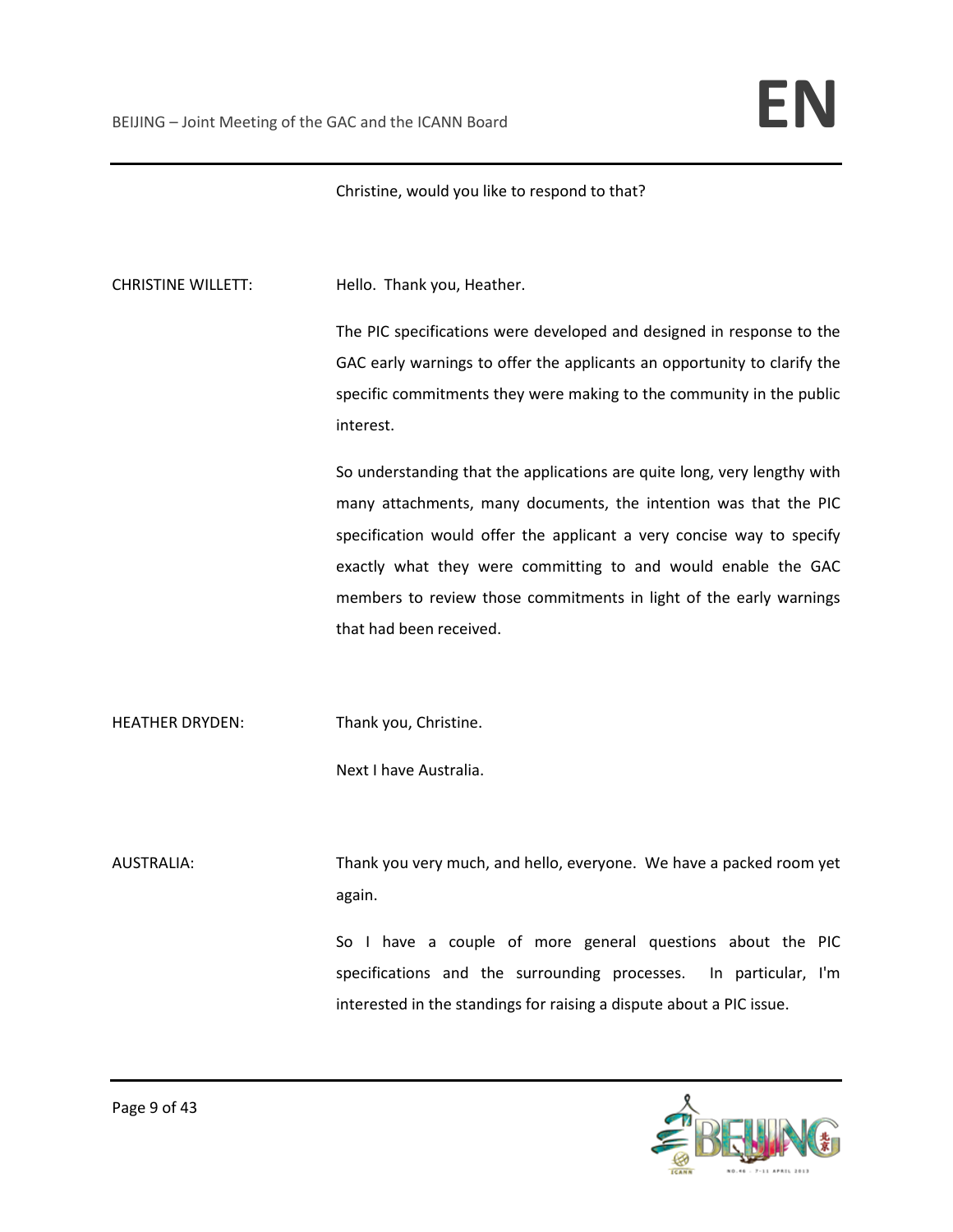Christine, would you like to respond to that?

CHRISTINE WILLETT: Hello. Thank you, Heather.

The PIC specifications were developed and designed in response to the GAC early warnings to offer the applicants an opportunity to clarify the specific commitments they were making to the community in the public interest.

So understanding that the applications are quite long, very lengthy with many attachments, many documents, the intention was that the PIC specification would offer the applicant a very concise way to specify exactly what they were committing to and would enable the GAC members to review those commitments in light of the early warnings that had been received.

HEATHER DRYDEN: Thank you, Christine.

Next I have Australia.

AUSTRALIA: Thank you very much, and hello, everyone. We have a packed room yet again.

So I have a couple of more general questions about the PIC specifications and the surrounding processes. In particular, I'm interested in the standings for raising a dispute about a PIC issue.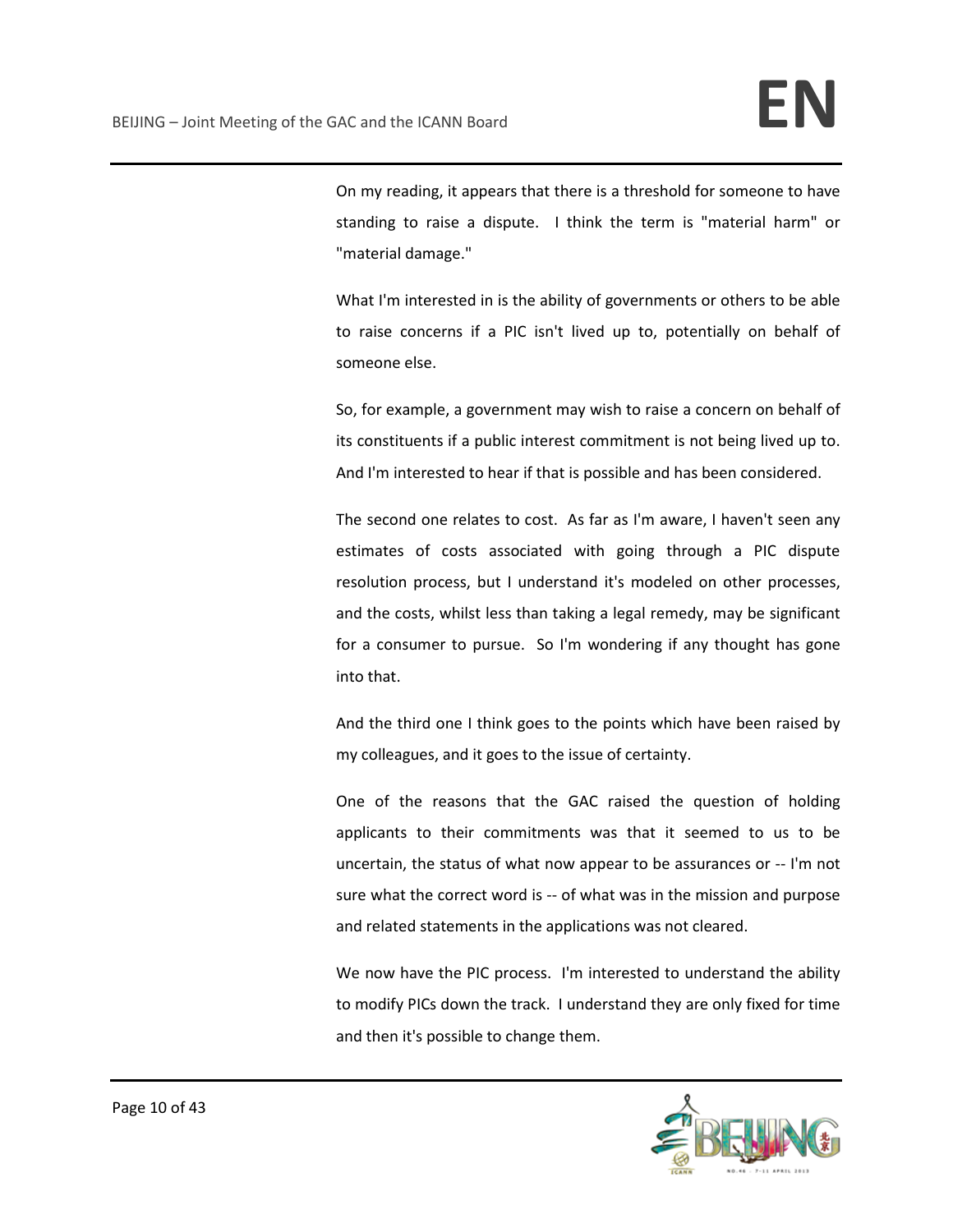On my reading, it appears that there is a threshold for someone to have standing to raise a dispute. I think the term is "material harm" or "material damage."

What I'm interested in is the ability of governments or others to be able to raise concerns if a PIC isn't lived up to, potentially on behalf of someone else.

So, for example, a government may wish to raise a concern on behalf of its constituents if a public interest commitment is not being lived up to. And I'm interested to hear if that is possible and has been considered.

The second one relates to cost. As far as I'm aware, I haven't seen any estimates of costs associated with going through a PIC dispute resolution process, but I understand it's modeled on other processes, and the costs, whilst less than taking a legal remedy, may be significant for a consumer to pursue. So I'm wondering if any thought has gone into that.

And the third one I think goes to the points which have been raised by my colleagues, and it goes to the issue of certainty.

One of the reasons that the GAC raised the question of holding applicants to their commitments was that it seemed to us to be uncertain, the status of what now appear to be assurances or -- I'm not sure what the correct word is -- of what was in the mission and purpose and related statements in the applications was not cleared.

We now have the PIC process. I'm interested to understand the ability to modify PICs down the track. I understand they are only fixed for time and then it's possible to change them.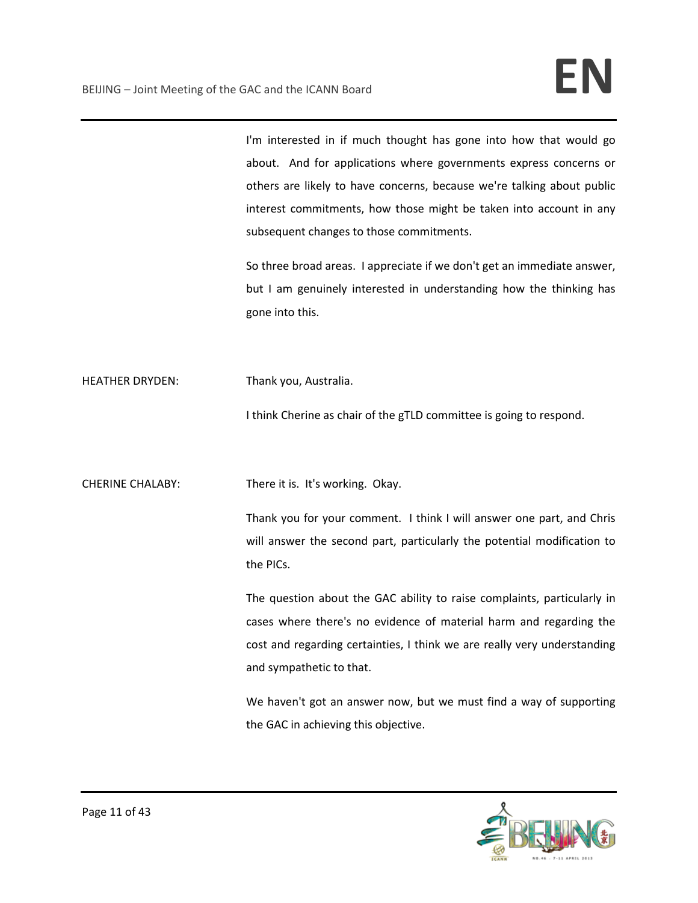I'm interested in if much thought has gone into how that would go about. And for applications where governments express concerns or others are likely to have concerns, because we're talking about public interest commitments, how those might be taken into account in any subsequent changes to those commitments.

So three broad areas. I appreciate if we don't get an immediate answer, but I am genuinely interested in understanding how the thinking has gone into this.

HEATHER DRYDEN: Thank you, Australia.

I think Cherine as chair of the gTLD committee is going to respond.

CHERINE CHALABY: There it is. It's working. Okay.

Thank you for your comment. I think I will answer one part, and Chris will answer the second part, particularly the potential modification to the PICs.

The question about the GAC ability to raise complaints, particularly in cases where there's no evidence of material harm and regarding the cost and regarding certainties, I think we are really very understanding and sympathetic to that.

We haven't got an answer now, but we must find a way of supporting the GAC in achieving this objective.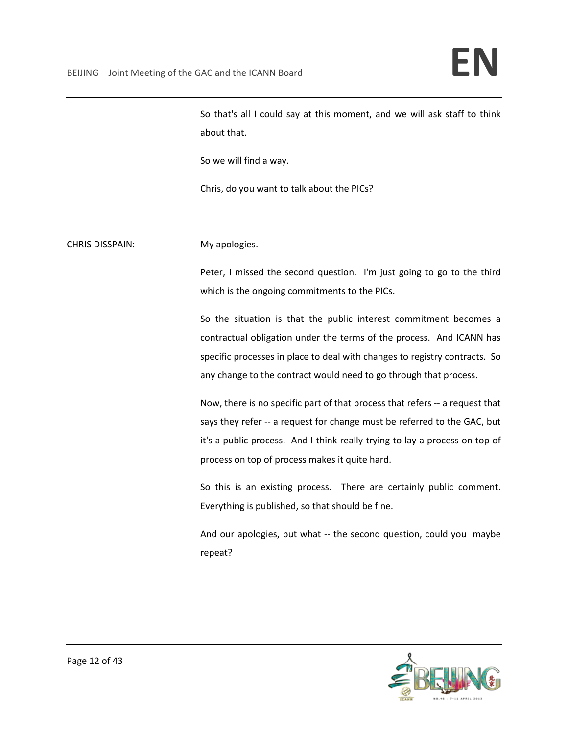So that's all I could say at this moment, and we will ask staff to think about that.

So we will find a way.

Chris, do you want to talk about the PICs?

CHRIS DISSPAIN: My apologies.

Peter, I missed the second question. I'm just going to go to the third which is the ongoing commitments to the PICs.

So the situation is that the public interest commitment becomes a contractual obligation under the terms of the process. And ICANN has specific processes in place to deal with changes to registry contracts. So any change to the contract would need to go through that process.

Now, there is no specific part of that process that refers -- a request that says they refer -- a request for change must be referred to the GAC, but it's a public process. And I think really trying to lay a process on top of process on top of process makes it quite hard.

So this is an existing process. There are certainly public comment. Everything is published, so that should be fine.

And our apologies, but what -- the second question, could you maybe repeat?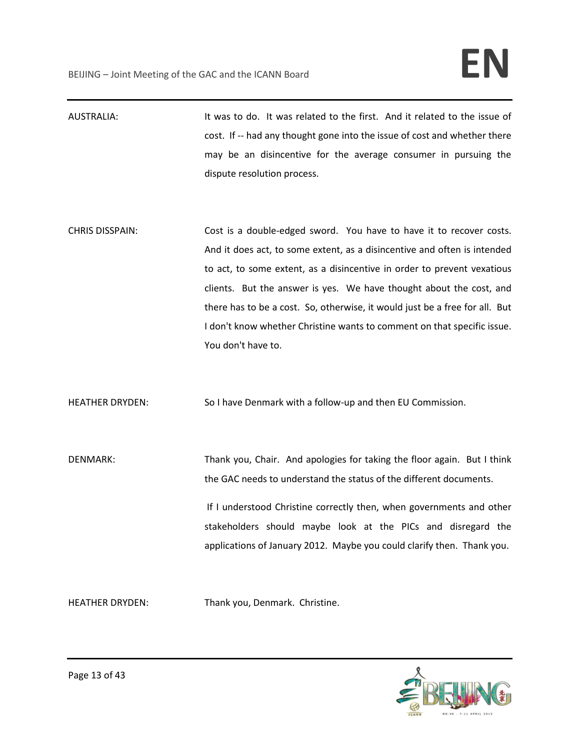AUSTRALIA: It was to do. It was related to the first. And it related to the issue of cost. If -- had any thought gone into the issue of cost and whether there may be an disincentive for the average consumer in pursuing the dispute resolution process.

CHRIS DISSPAIN: Cost is a double-edged sword. You have to have it to recover costs. And it does act, to some extent, as a disincentive and often is intended to act, to some extent, as a disincentive in order to prevent vexatious clients. But the answer is yes. We have thought about the cost, and there has to be a cost. So, otherwise, it would just be a free for all. But I don't know whether Christine wants to comment on that specific issue. You don't have to.

HEATHER DRYDEN: So I have Denmark with a follow-up and then EU Commission.

DENMARK: Thank you, Chair. And apologies for taking the floor again. But I think the GAC needs to understand the status of the different documents.

If I understood Christine correctly then, when governments and other stakeholders should maybe look at the PICs and disregard the applications of January 2012. Maybe you could clarify then. Thank you.

HEATHER DRYDEN: Thank you, Denmark. Christine.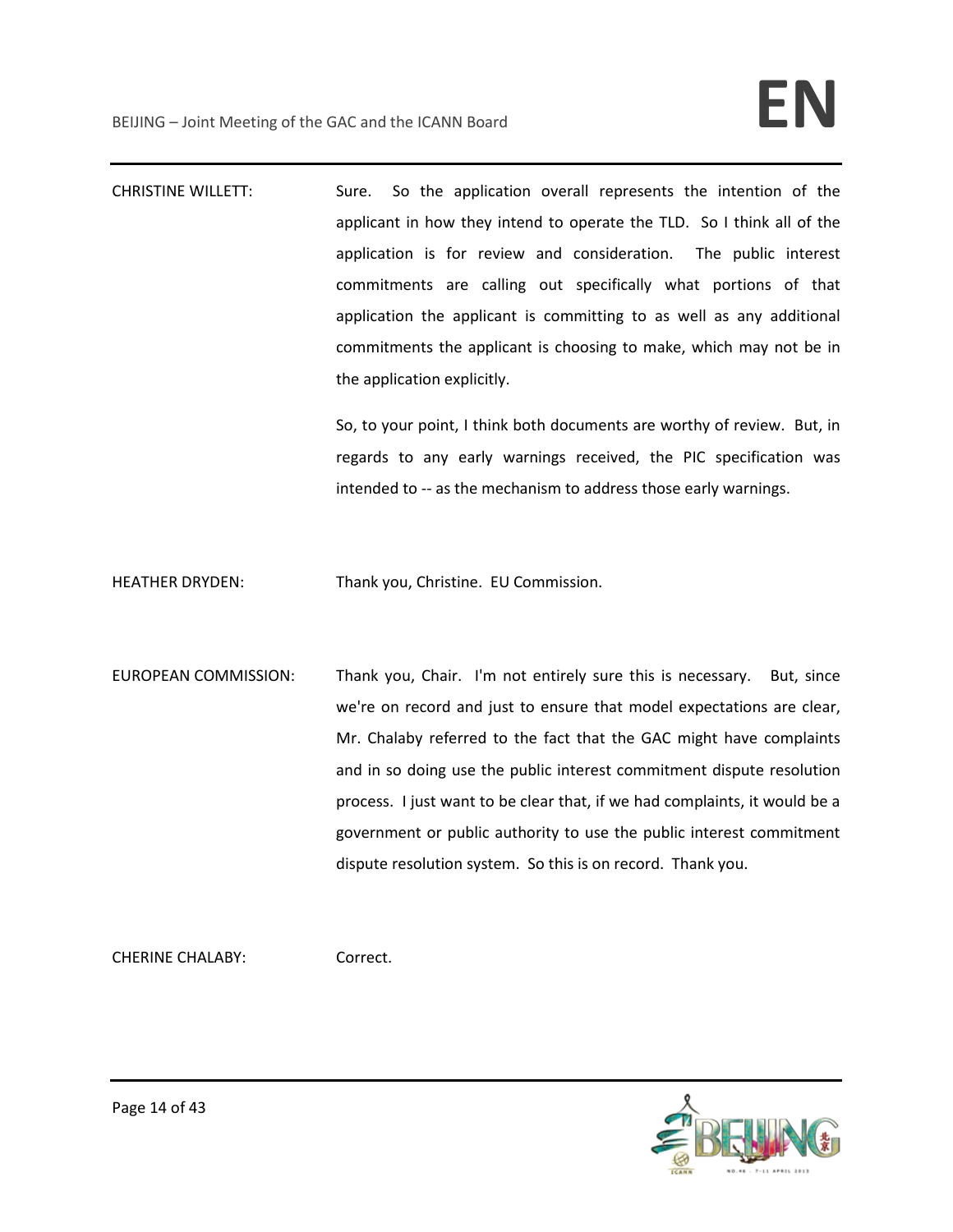CHRISTINE WILLETT: Sure. So the application overall represents the intention of the applicant in how they intend to operate the TLD. So I think all of the application is for review and consideration. The public interest commitments are calling out specifically what portions of that application the applicant is committing to as well as any additional commitments the applicant is choosing to make, which may not be in the application explicitly.

So, to your point, I think both documents are worthy of review. But, in regards to any early warnings received, the PIC specification was intended to -- as the mechanism to address those early warnings.

HEATHER DRYDEN: Thank you, Christine. EU Commission.

EUROPEAN COMMISSION: Thank you, Chair. I'm not entirely sure this is necessary. But, since we're on record and just to ensure that model expectations are clear, Mr. Chalaby referred to the fact that the GAC might have complaints and in so doing use the public interest commitment dispute resolution process. I just want to be clear that, if we had complaints, it would be a government or public authority to use the public interest commitment dispute resolution system. So this is on record. Thank you.

CHERINE CHALABY: Correct.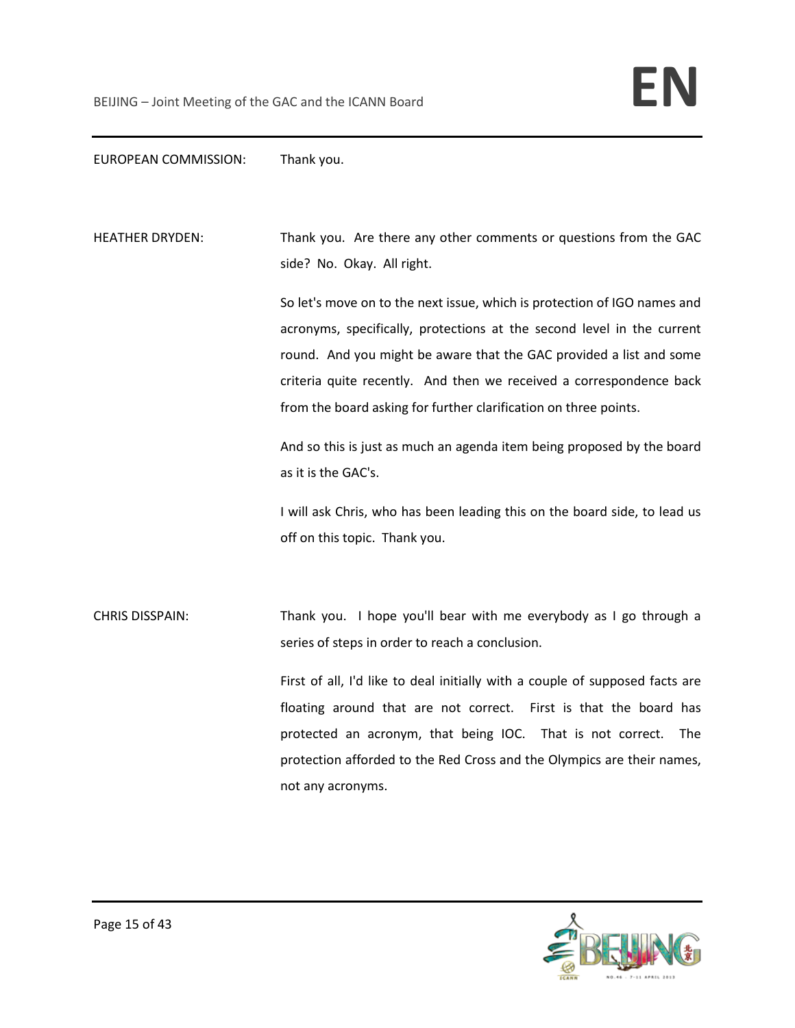EUROPEAN COMMISSION: Thank you.

HEATHER DRYDEN: Thank you. Are there any other comments or questions from the GAC side? No. Okay. All right.

So let's move on to the next issue, which is protection of IGO names and acronyms, specifically, protections at the second level in the current round. And you might be aware that the GAC provided a list and some criteria quite recently. And then we received a correspondence back from the board asking for further clarification on three points.

And so this is just as much an agenda item being proposed by the board as it is the GAC's.

I will ask Chris, who has been leading this on the board side, to lead us off on this topic. Thank you.

CHRIS DISSPAIN: Thank you. I hope you'll bear with me everybody as I go through a series of steps in order to reach a conclusion.

First of all, I'd like to deal initially with a couple of supposed facts are floating around that are not correct. First is that the board has protected an acronym, that being IOC. That is not correct. The protection afforded to the Red Cross and the Olympics are their names, not any acronyms.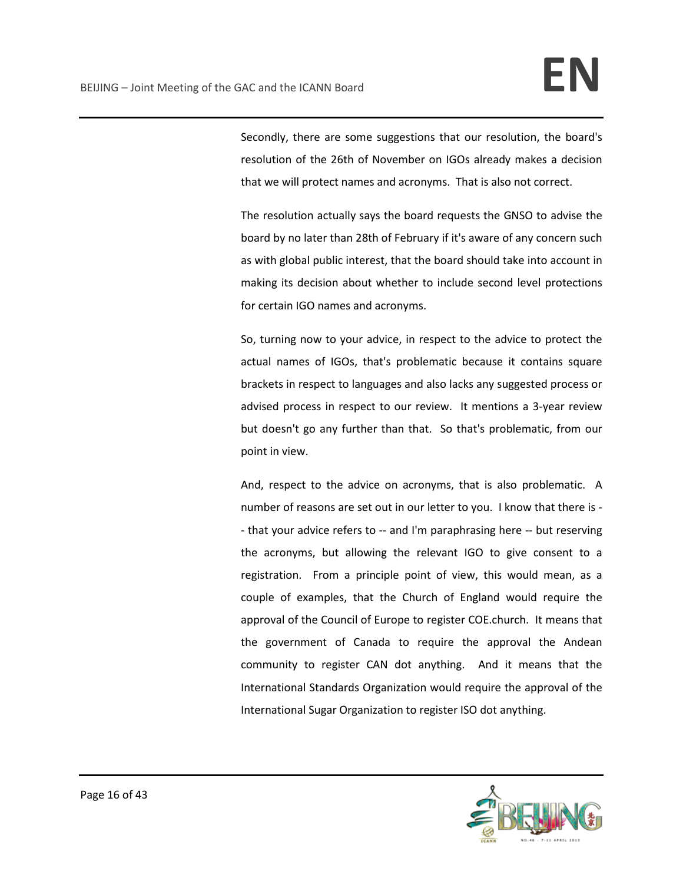Secondly, there are some suggestions that our resolution, the board's resolution of the 26th of November on IGOs already makes a decision that we will protect names and acronyms. That is also not correct.

The resolution actually says the board requests the GNSO to advise the board by no later than 28th of February if it's aware of any concern such as with global public interest, that the board should take into account in making its decision about whether to include second level protections for certain IGO names and acronyms.

So, turning now to your advice, in respect to the advice to protect the actual names of IGOs, that's problematic because it contains square brackets in respect to languages and also lacks any suggested process or advised process in respect to our review. It mentions a 3-year review but doesn't go any further than that. So that's problematic, from our point in view.

And, respect to the advice on acronyms, that is also problematic. A number of reasons are set out in our letter to you. I know that there is -- that your advice refers to -- and I'm paraphrasing here -- but reserving the acronyms, but allowing the relevant IGO to give consent to a registration. From a principle point of view, this would mean, as a couple of examples, that the Church of England would require the approval of the Council of Europe to register COE.church. It means that the government of Canada to require the approval the Andean community to register CAN dot anything. And it means that the International Standards Organization would require the approval of the International Sugar Organization to register ISO dot anything.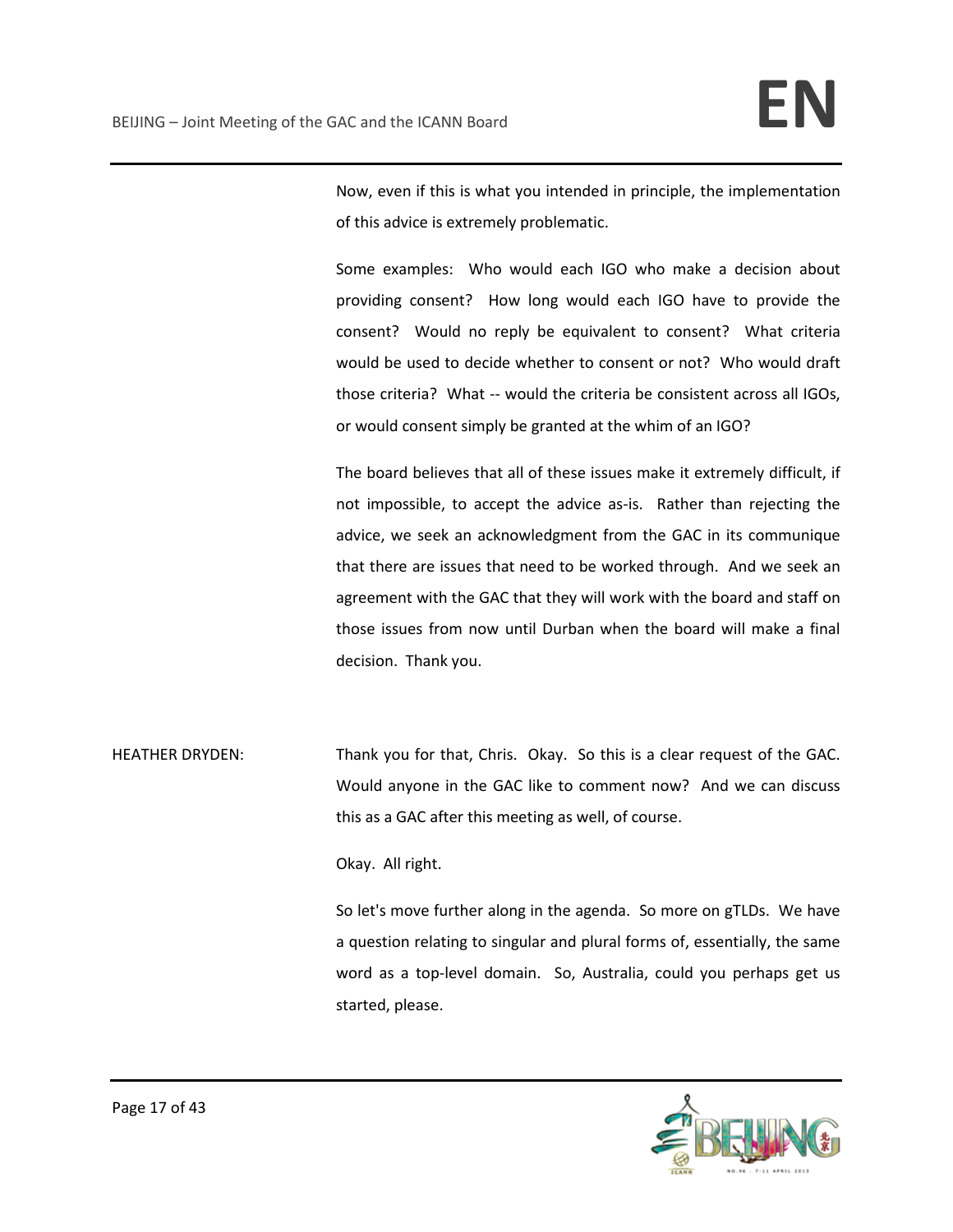Now, even if this is what you intended in principle, the implementation of this advice is extremely problematic.

Some examples: Who would each IGO who make a decision about providing consent? How long would each IGO have to provide the consent? Would no reply be equivalent to consent? What criteria would be used to decide whether to consent or not? Who would draft those criteria? What -- would the criteria be consistent across all IGOs, or would consent simply be granted at the whim of an IGO?

The board believes that all of these issues make it extremely difficult, if not impossible, to accept the advice as-is. Rather than rejecting the advice, we seek an acknowledgment from the GAC in its communique that there are issues that need to be worked through. And we seek an agreement with the GAC that they will work with the board and staff on those issues from now until Durban when the board will make a final decision. Thank you.

HEATHER DRYDEN: Thank you for that, Chris. Okay. So this is a clear request of the GAC. Would anyone in the GAC like to comment now? And we can discuss this as a GAC after this meeting as well, of course.

Okay. All right.

So let's move further along in the agenda. So more on gTLDs. We have a question relating to singular and plural forms of, essentially, the same word as a top-level domain. So, Australia, could you perhaps get us started, please.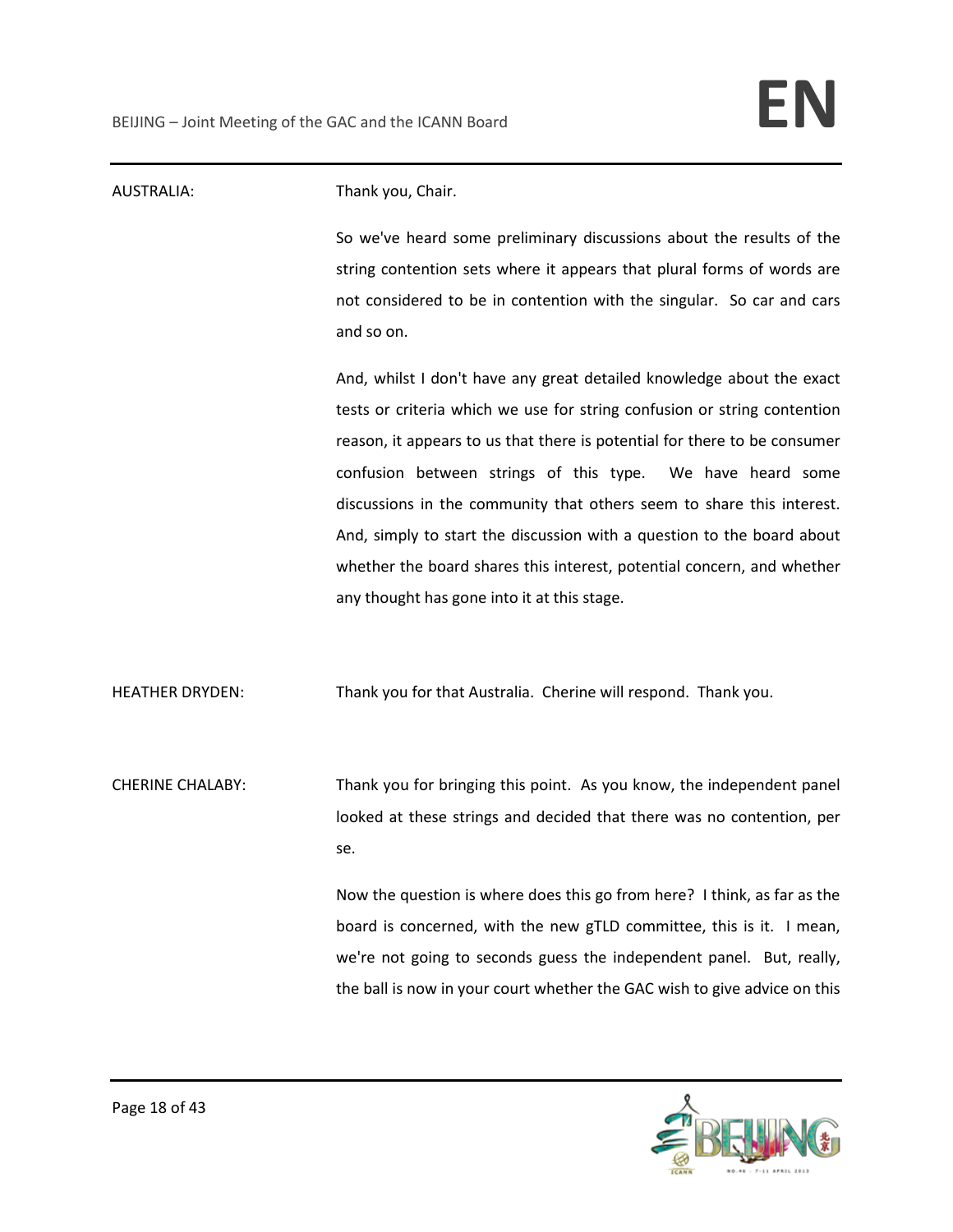AUSTRALIA: Thank you, Chair.

So we've heard some preliminary discussions about the results of the string contention sets where it appears that plural forms of words are not considered to be in contention with the singular. So car and cars and so on.

And, whilst I don't have any great detailed knowledge about the exact tests or criteria which we use for string confusion or string contention reason, it appears to us that there is potential for there to be consumer confusion between strings of this type. We have heard some discussions in the community that others seem to share this interest. And, simply to start the discussion with a question to the board about whether the board shares this interest, potential concern, and whether any thought has gone into it at this stage.

HEATHER DRYDEN: Thank you for that Australia. Cherine will respond. Thank you.

CHERINE CHALABY: Thank you for bringing this point. As you know, the independent panel looked at these strings and decided that there was no contention, per se.

Now the question is where does this go from here? I think, as far as the board is concerned, with the new gTLD committee, this is it. I mean, we're not going to seconds guess the independent panel. But, really, the ball is now in your court whether the GAC wish to give advice on this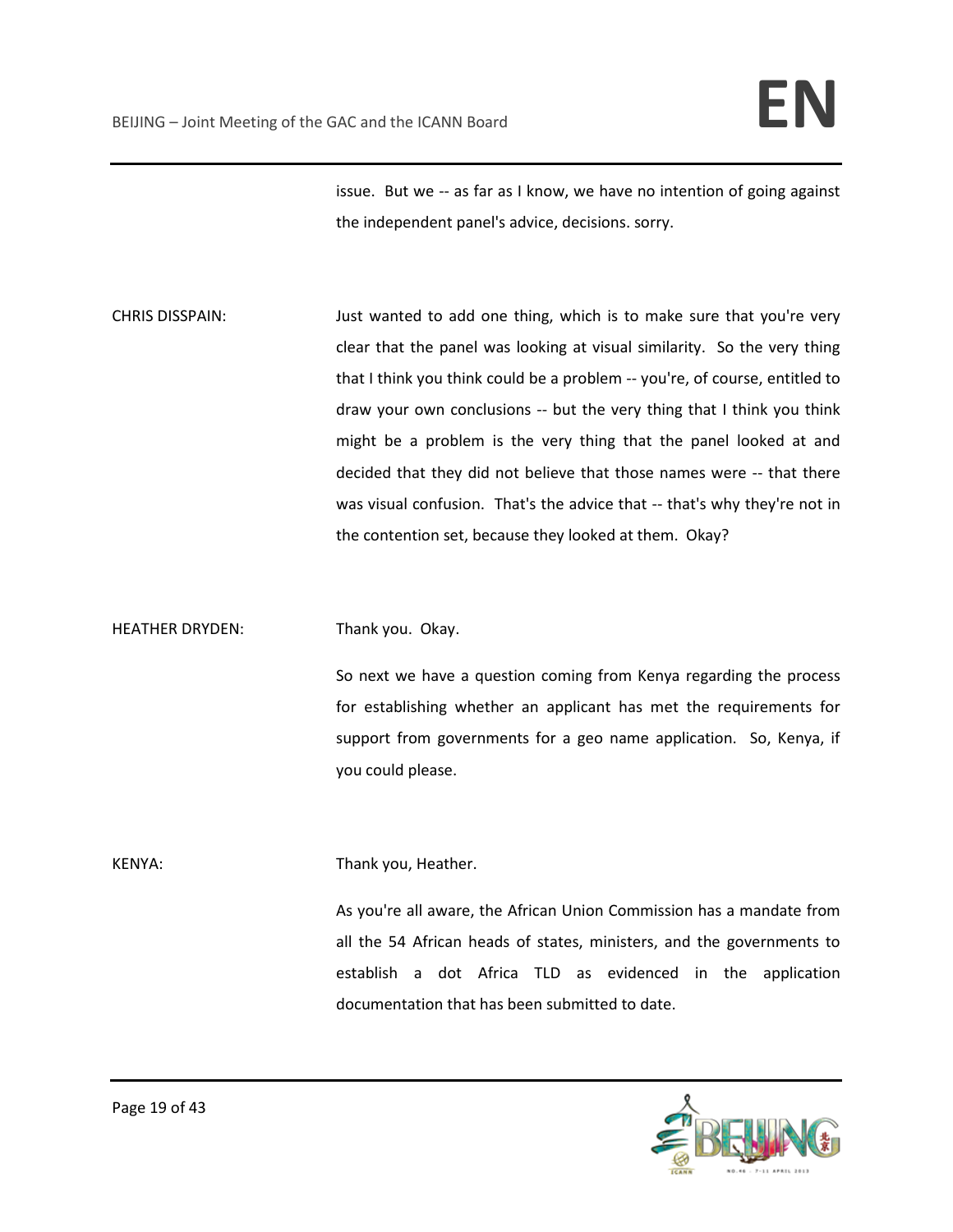issue. But we -- as far as I know, we have no intention of going against the independent panel's advice, decisions. sorry.

CHRIS DISSPAIN: Just wanted to add one thing, which is to make sure that you're very clear that the panel was looking at visual similarity. So the very thing that I think you think could be a problem -- you're, of course, entitled to draw your own conclusions -- but the very thing that I think you think might be a problem is the very thing that the panel looked at and decided that they did not believe that those names were -- that there was visual confusion. That's the advice that -- that's why they're not in the contention set, because they looked at them. Okay?

HEATHER DRYDEN: Thank you. Okay.

So next we have a question coming from Kenya regarding the process for establishing whether an applicant has met the requirements for support from governments for a geo name application. So, Kenya, if you could please.

KENYA: Thank you, Heather.

As you're all aware, the African Union Commission has a mandate from all the 54 African heads of states, ministers, and the governments to establish a dot Africa TLD as evidenced in the application documentation that has been submitted to date.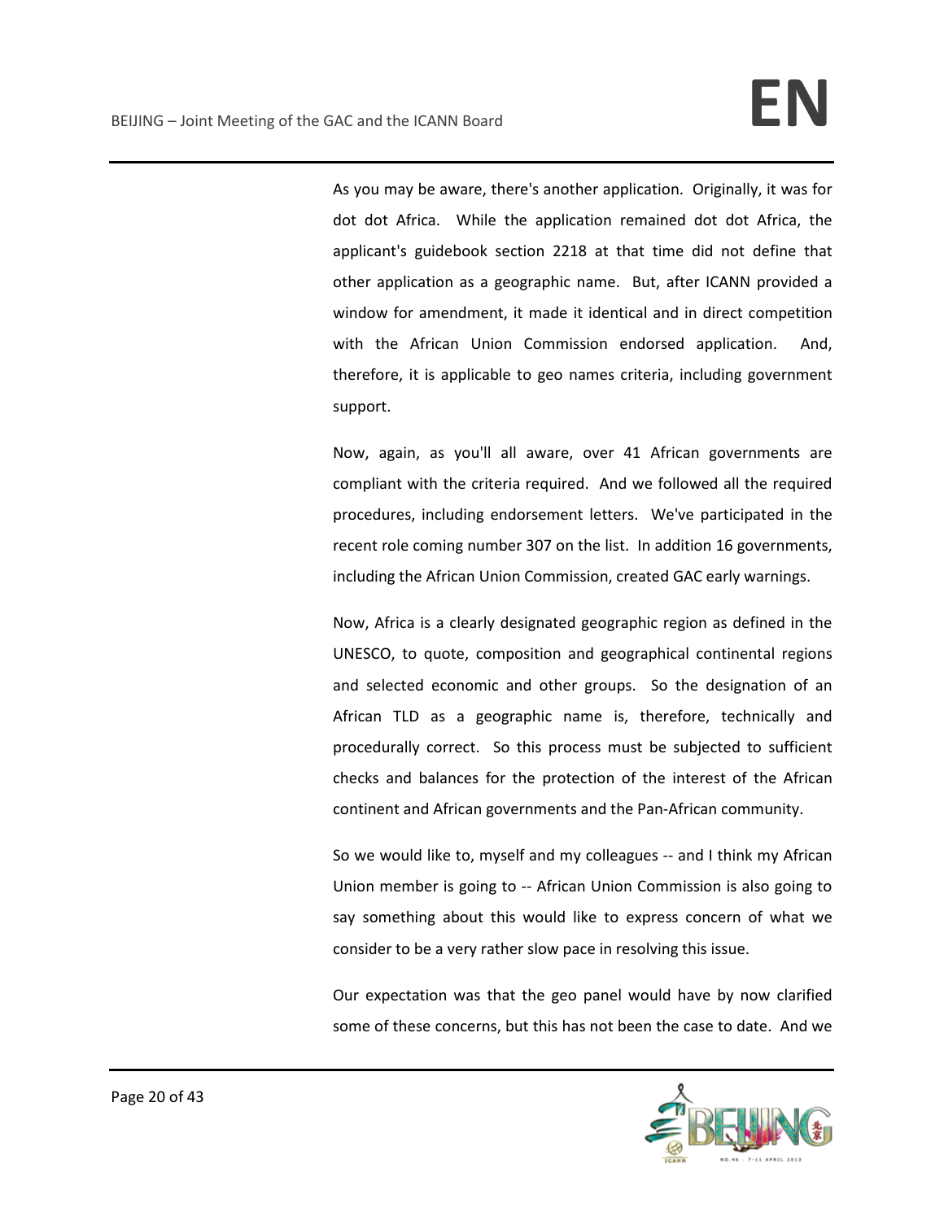As you may be aware, there's another application. Originally, it was for dot dot Africa. While the application remained dot dot Africa, the applicant's guidebook section 2218 at that time did not define that other application as a geographic name. But, after ICANN provided a window for amendment, it made it identical and in direct competition with the African Union Commission endorsed application. And, therefore, it is applicable to geo names criteria, including government support.

Now, again, as you'll all aware, over 41 African governments are compliant with the criteria required. And we followed all the required procedures, including endorsement letters. We've participated in the recent role coming number 307 on the list. In addition 16 governments, including the African Union Commission, created GAC early warnings.

Now, Africa is a clearly designated geographic region as defined in the UNESCO, to quote, composition and geographical continental regions and selected economic and other groups. So the designation of an African TLD as a geographic name is, therefore, technically and procedurally correct. So this process must be subjected to sufficient checks and balances for the protection of the interest of the African continent and African governments and the Pan-African community.

So we would like to, myself and my colleagues -- and I think my African Union member is going to -- African Union Commission is also going to say something about this would like to express concern of what we consider to be a very rather slow pace in resolving this issue.

Our expectation was that the geo panel would have by now clarified some of these concerns, but this has not been the case to date. And we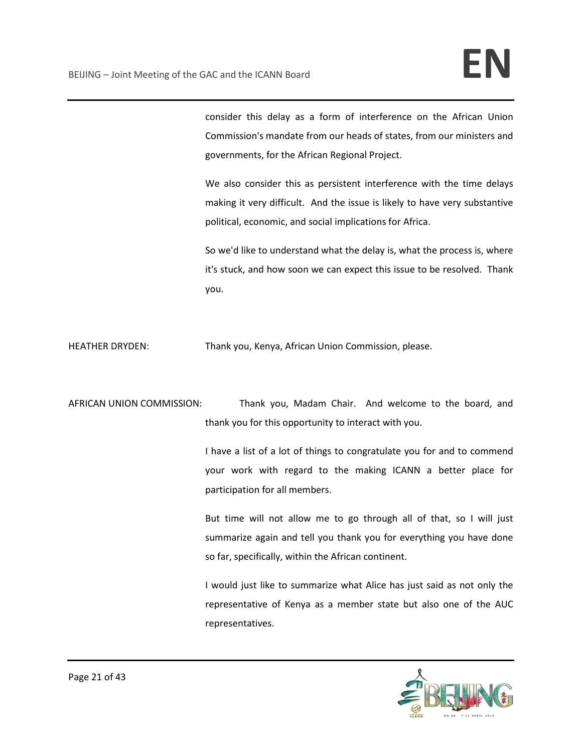consider this delay as a form of interference on the African Union Commission's mandate from our heads of states, from our ministers and governments, for the African Regional Project.

We also consider this as persistent interference with the time delays making it very difficult. And the issue is likely to have very substantive political, economic, and social implications for Africa.

So we'd like to understand what the delay is, what the process is, where it's stuck, and how soon we can expect this issue to be resolved. Thank you.

HEATHER DRYDEN: Thank you, Kenya, African Union Commission, please.

AFRICAN UNION COMMISSION: Thank you, Madam Chair. And welcome to the board, and thank you for this opportunity to interact with you.

I have a list of a lot of things to congratulate you for and to commend your work with regard to the making ICANN a better place for participation for all members.

But time will not allow me to go through all of that, so I will just summarize again and tell you thank you for everything you have done so far, specifically, within the African continent.

I would just like to summarize what Alice has just said as not only the representative of Kenya as a member state but also one of the AUC representatives.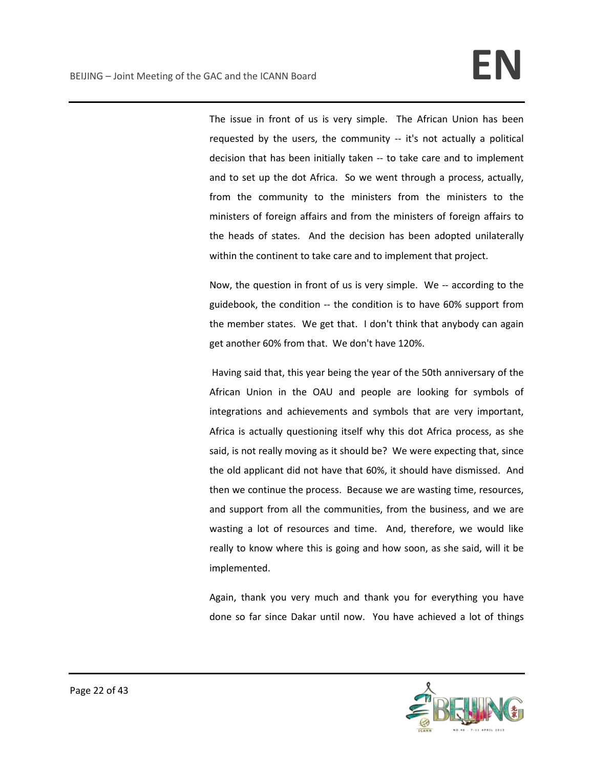The issue in front of us is very simple. The African Union has been requested by the users, the community -- it's not actually a political decision that has been initially taken -- to take care and to implement and to set up the dot Africa. So we went through a process, actually, from the community to the ministers from the ministers to the ministers of foreign affairs and from the ministers of foreign affairs to the heads of states. And the decision has been adopted unilaterally within the continent to take care and to implement that project.

Now, the question in front of us is very simple. We -- according to the guidebook, the condition -- the condition is to have 60% support from the member states. We get that. I don't think that anybody can again get another 60% from that. We don't have 120%.

Having said that, this year being the year of the 50th anniversary of the African Union in the OAU and people are looking for symbols of integrations and achievements and symbols that are very important, Africa is actually questioning itself why this dot Africa process, as she said, is not really moving as it should be? We were expecting that, since the old applicant did not have that 60%, it should have dismissed. And then we continue the process. Because we are wasting time, resources, and support from all the communities, from the business, and we are wasting a lot of resources and time. And, therefore, we would like really to know where this is going and how soon, as she said, will it be implemented.

Again, thank you very much and thank you for everything you have done so far since Dakar until now. You have achieved a lot of things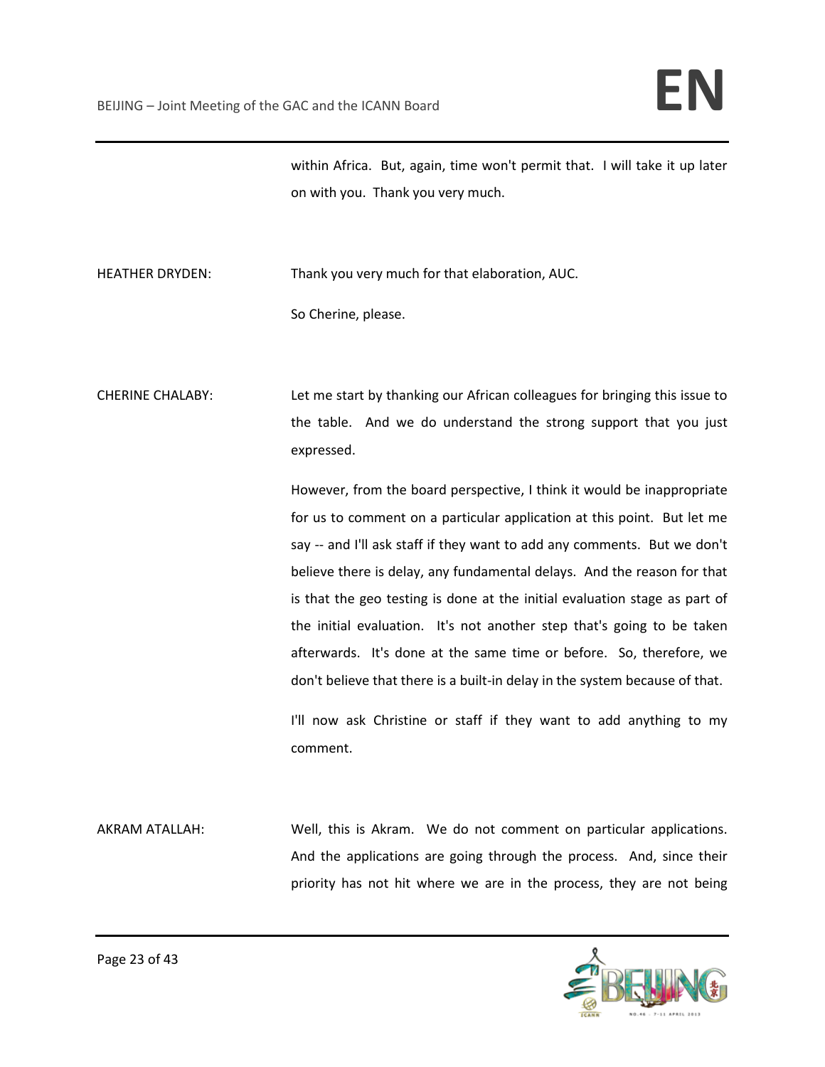within Africa. But, again, time won't permit that. I will take it up later on with you. Thank you very much.

HEATHER DRYDEN: Thank you very much for that elaboration, AUC.

So Cherine, please.

CHERINE CHALABY: Let me start by thanking our African colleagues for bringing this issue to the table. And we do understand the strong support that you just expressed.

However, from the board perspective, I think it would be inappropriate for us to comment on a particular application at this point. But let me say -- and I'll ask staff if they want to add any comments. But we don't believe there is delay, any fundamental delays. And the reason for that is that the geo testing is done at the initial evaluation stage as part of the initial evaluation. It's not another step that's going to be taken afterwards. It's done at the same time or before. So, therefore, we don't believe that there is a built-in delay in the system because of that.

I'll now ask Christine or staff if they want to add anything to my comment.

AKRAM ATALLAH: Well, this is Akram. We do not comment on particular applications. And the applications are going through the process. And, since their priority has not hit where we are in the process, they are not being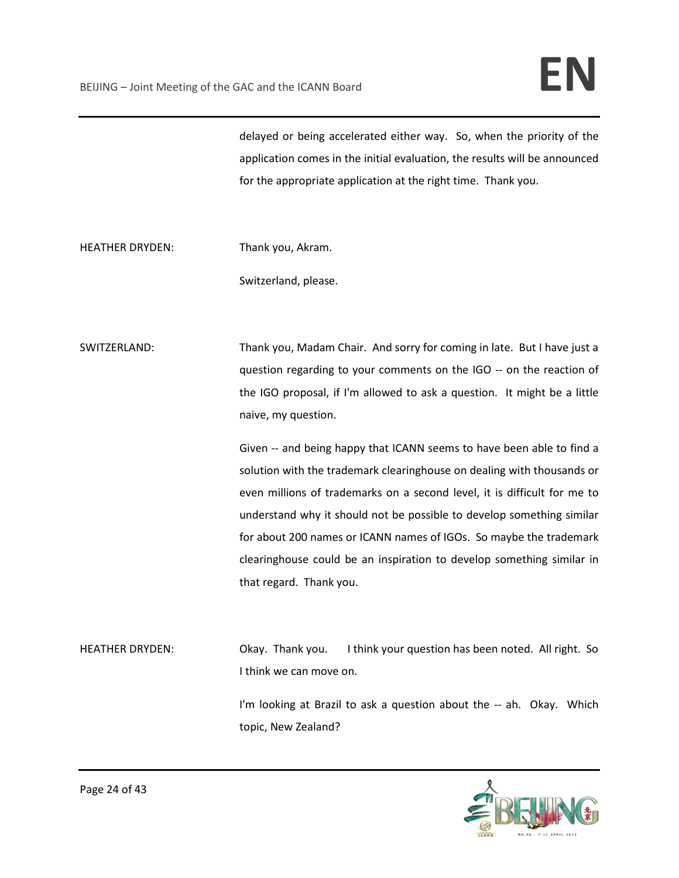delayed or being accelerated either way. So, when the priority of the application comes in the initial evaluation, the results will be announced for the appropriate application at the right time. Thank you.

HEATHER DRYDEN: Thank you, Akram.

Switzerland, please.

SWITZERLAND: Thank you, Madam Chair. And sorry for coming in late. But I have just a question regarding to your comments on the IGO -- on the reaction of the IGO proposal, if I'm allowed to ask a question. It might be a little naive, my question.

Given -- and being happy that ICANN seems to have been able to find a solution with the trademark clearinghouse on dealing with thousands or even millions of trademarks on a second level, it is difficult for me to understand why it should not be possible to develop something similar for about 200 names or ICANN names of IGOs. So maybe the trademark clearinghouse could be an inspiration to develop something similar in that regard. Thank you.

HEATHER DRYDEN: Okay. Thank you. I think your question has been noted. All right. So I think we can move on.

I'm looking at Brazil to ask a question about the -- ah. Okay. Which topic, New Zealand?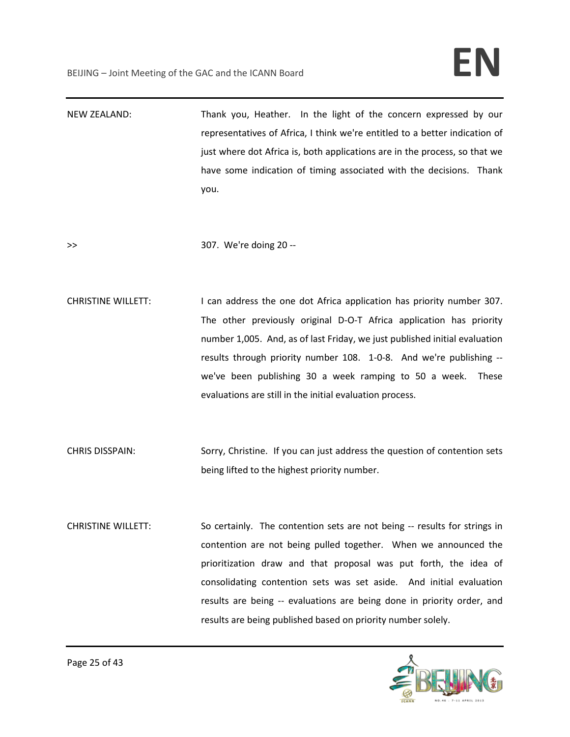NEW ZEALAND: Thank you, Heather. In the light of the concern expressed by our representatives of Africa, I think we're entitled to a better indication of just where dot Africa is, both applications are in the process, so that we have some indication of timing associated with the decisions. Thank you.

>> 307. We're doing 20 --

CHRISTINE WILLETT: I can address the one dot Africa application has priority number 307. The other previously original D-O-T Africa application has priority number 1,005. And, as of last Friday, we just published initial evaluation results through priority number 108. 1-0-8. And we're publishing -- we've been publishing 30 a week ramping to 50 a week. These evaluations are still in the initial evaluation process.

CHRIS DISSPAIN: Sorry, Christine. If you can just address the question of contention sets being lifted to the highest priority number.

CHRISTINE WILLETT: So certainly. The contention sets are not being -- results for strings in contention are not being pulled together. When we announced the prioritization draw and that proposal was put forth, the idea of consolidating contention sets was set aside. And initial evaluation results are being -- evaluations are being done in priority order, and results are being published based on priority number solely.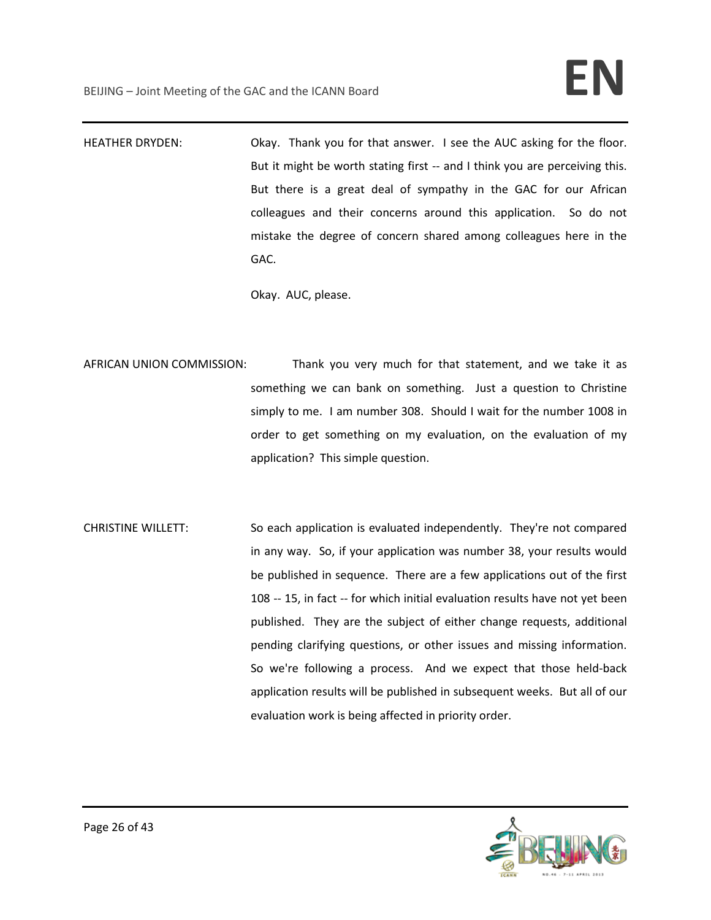HEATHER DRYDEN: Okay. Thank you for that answer. I see the AUC asking for the floor. But it might be worth stating first -- and I think you are perceiving this. But there is a great deal of sympathy in the GAC for our African colleagues and their concerns around this application. So do not mistake the degree of concern shared among colleagues here in the GAC.

Okay. AUC, please.

AFRICAN UNION COMMISSION: Thank you very much for that statement, and we take it as something we can bank on something. Just a question to Christine simply to me. I am number 308. Should I wait for the number 1008 in order to get something on my evaluation, on the evaluation of my application? This simple question.

CHRISTINE WILLETT: So each application is evaluated independently. They're not compared in any way. So, if your application was number 38, your results would be published in sequence. There are a few applications out of the first 108 -- 15, in fact -- for which initial evaluation results have not yet been published. They are the subject of either change requests, additional pending clarifying questions, or other issues and missing information. So we're following a process. And we expect that those held-back application results will be published in subsequent weeks. But all of our evaluation work is being affected in priority order.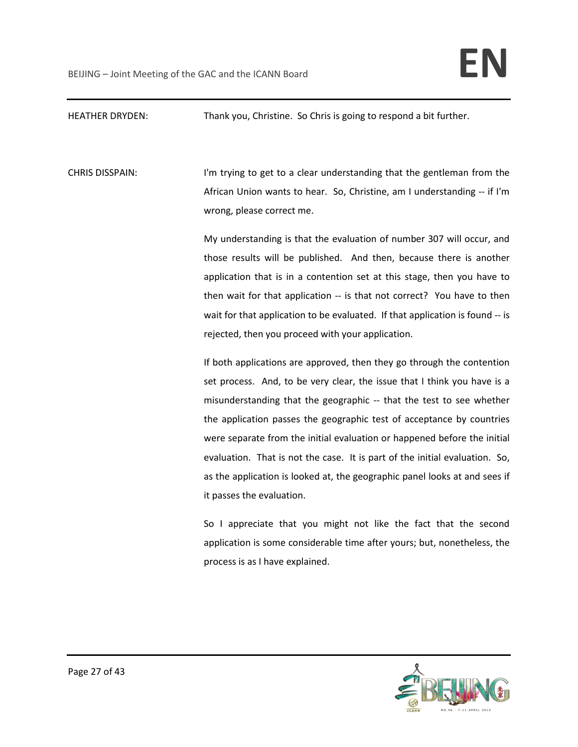HEATHER DRYDEN: Thank you, Christine. So Chris is going to respond a bit further.

CHRIS DISSPAIN: I'm trying to get to a clear understanding that the gentleman from the African Union wants to hear. So, Christine, am I understanding -- if I'm wrong, please correct me.

My understanding is that the evaluation of number 307 will occur, and those results will be published. And then, because there is another application that is in a contention set at this stage, then you have to then wait for that application -- is that not correct? You have to then wait for that application to be evaluated. If that application is found -- is rejected, then you proceed with your application.

If both applications are approved, then they go through the contention set process. And, to be very clear, the issue that I think you have is a misunderstanding that the geographic -- that the test to see whether the application passes the geographic test of acceptance by countries were separate from the initial evaluation or happened before the initial evaluation. That is not the case. It is part of the initial evaluation. So, as the application is looked at, the geographic panel looks at and sees if it passes the evaluation.

So I appreciate that you might not like the fact that the second application is some considerable time after yours; but, nonetheless, the process is as I have explained.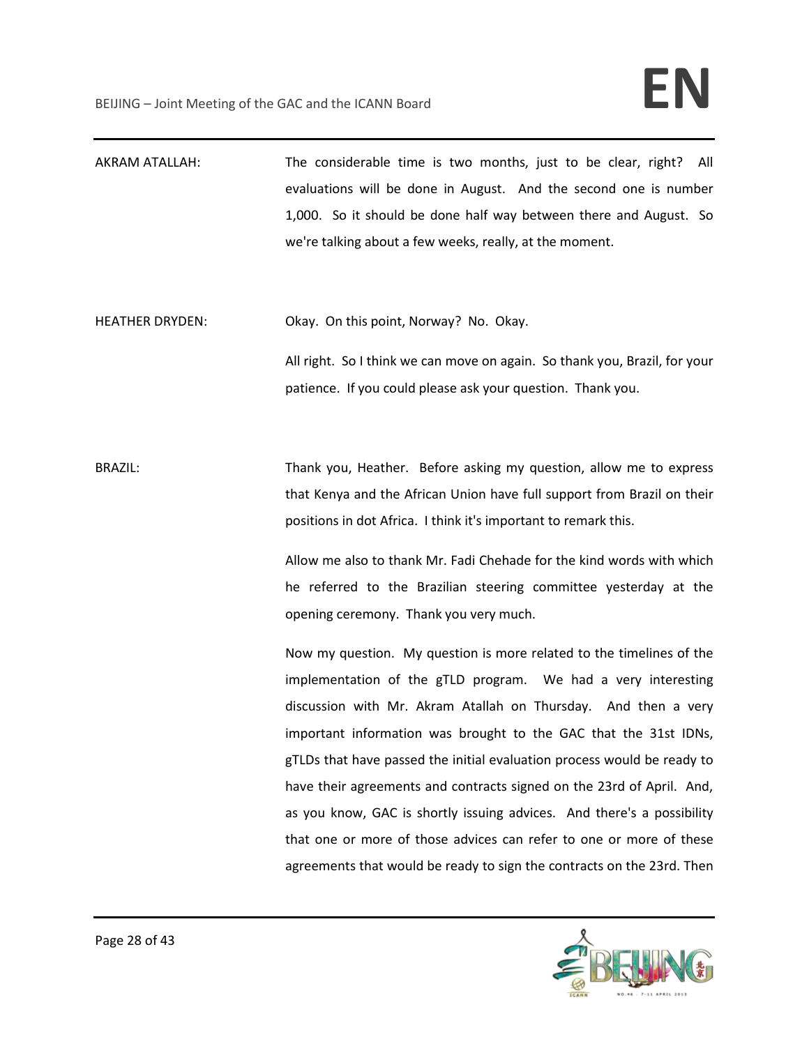AKRAM ATALLAH: The considerable time is two months, just to be clear, right? All evaluations will be done in August. And the second one is number 1,000. So it should be done half way between there and August. So we're talking about a few weeks, really, at the moment.

HEATHER DRYDEN: Okay. On this point, Norway? No. Okay.

All right. So I think we can move on again. So thank you, Brazil, for your patience. If you could please ask your question. Thank you.

BRAZIL: Thank you, Heather. Before asking my question, allow me to express that Kenya and the African Union have full support from Brazil on their positions in dot Africa. I think it's important to remark this.

Allow me also to thank Mr. Fadi Chehade for the kind words with which he referred to the Brazilian steering committee yesterday at the opening ceremony. Thank you very much.

Now my question. My question is more related to the timelines of the implementation of the gTLD program. We had a very interesting discussion with Mr. Akram Atallah on Thursday. And then a very important information was brought to the GAC that the 31st IDNs, gTLDs that have passed the initial evaluation process would be ready to have their agreements and contracts signed on the 23rd of April. And, as you know, GAC is shortly issuing advices. And there's a possibility that one or more of those advices can refer to one or more of these agreements that would be ready to sign the contracts on the 23rd. Then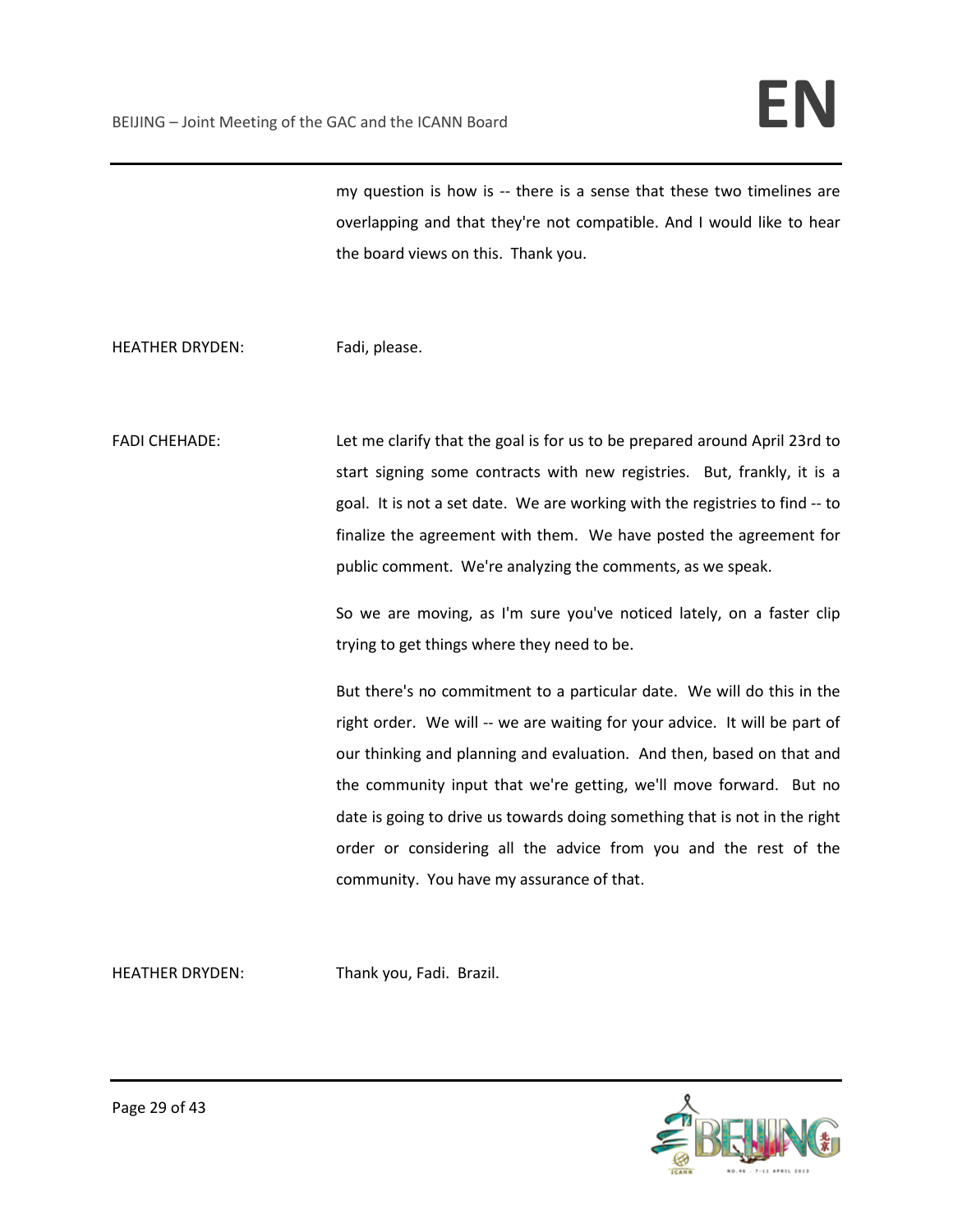my question is how is -- there is a sense that these two timelines are overlapping and that they're not compatible. And I would like to hear the board views on this. Thank you.

HEATHER DRYDEN: Fadi, please.

FADI CHEHADE: Let me clarify that the goal is for us to be prepared around April 23rd to start signing some contracts with new registries. But, frankly, it is a goal. It is not a set date. We are working with the registries to find -- to finalize the agreement with them. We have posted the agreement for public comment. We're analyzing the comments, as we speak.

So we are moving, as I'm sure you've noticed lately, on a faster clip trying to get things where they need to be.

But there's no commitment to a particular date. We will do this in the right order. We will -- we are waiting for your advice. It will be part of our thinking and planning and evaluation. And then, based on that and the community input that we're getting, we'll move forward. But no date is going to drive us towards doing something that is not in the right order or considering all the advice from you and the rest of the community. You have my assurance of that.

HEATHER DRYDEN: Thank you, Fadi. Brazil.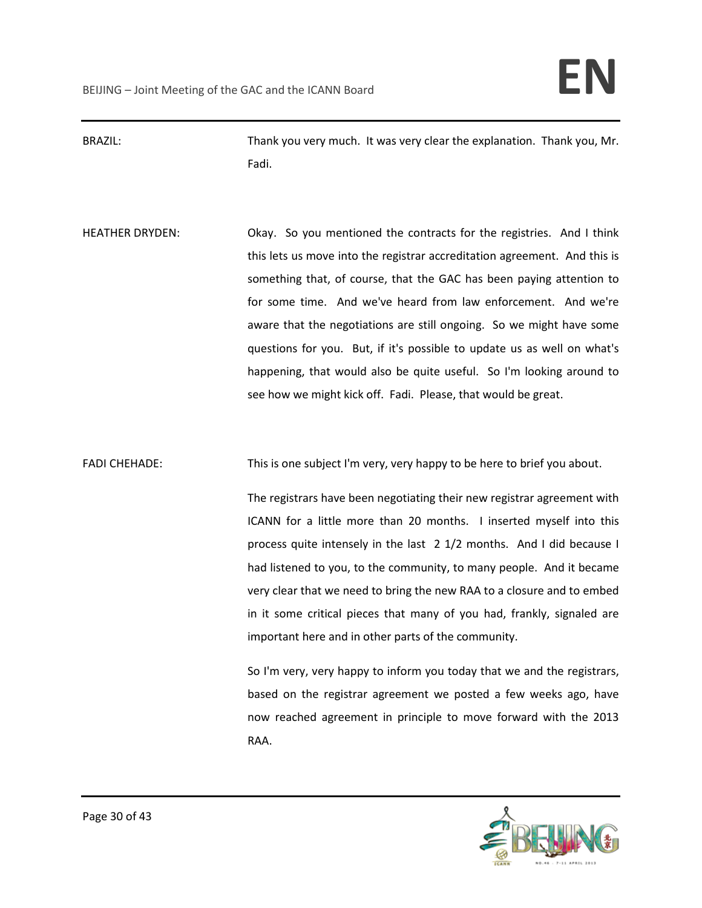BRAZIL: Thank you very much. It was very clear the explanation. Thank you, Mr. Fadi.

HEATHER DRYDEN: Okay. So you mentioned the contracts for the registries. And I think this lets us move into the registrar accreditation agreement. And this is something that, of course, that the GAC has been paying attention to for some time. And we've heard from law enforcement. And we're aware that the negotiations are still ongoing. So we might have some questions for you. But, if it's possible to update us as well on what's happening, that would also be quite useful. So I'm looking around to see how we might kick off. Fadi. Please, that would be great.

FADI CHEHADE: This is one subject I'm very, very happy to be here to brief you about.

The registrars have been negotiating their new registrar agreement with ICANN for a little more than 20 months. I inserted myself into this process quite intensely in the last 2 1/2 months. And I did because I had listened to you, to the community, to many people. And it became very clear that we need to bring the new RAA to a closure and to embed in it some critical pieces that many of you had, frankly, signaled are important here and in other parts of the community.

So I'm very, very happy to inform you today that we and the registrars, based on the registrar agreement we posted a few weeks ago, have now reached agreement in principle to move forward with the 2013 RAA.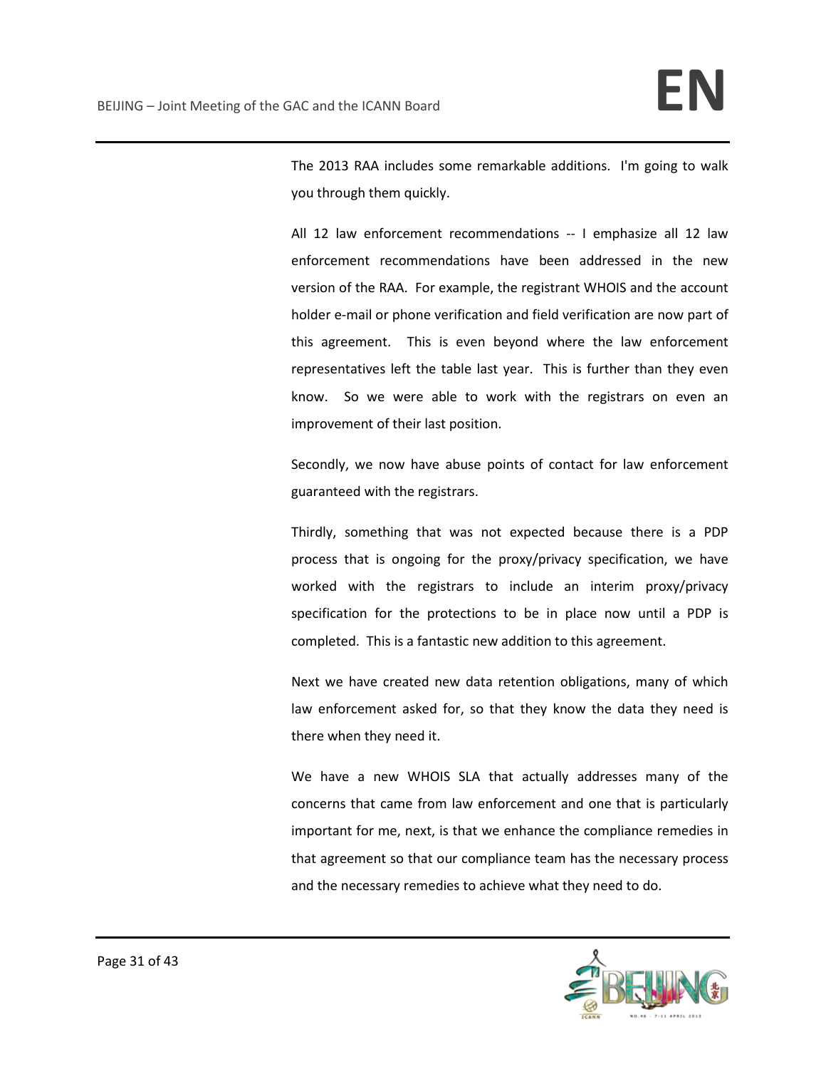The 2013 RAA includes some remarkable additions. I'm going to walk you through them quickly.

All 12 law enforcement recommendations -- I emphasize all 12 law enforcement recommendations have been addressed in the new version of the RAA. For example, the registrant WHOIS and the account holder e-mail or phone verification and field verification are now part of this agreement. This is even beyond where the law enforcement representatives left the table last year. This is further than they even know. So we were able to work with the registrars on even an improvement of their last position.

Secondly, we now have abuse points of contact for law enforcement guaranteed with the registrars.

Thirdly, something that was not expected because there is a PDP process that is ongoing for the proxy/privacy specification, we have worked with the registrars to include an interim proxy/privacy specification for the protections to be in place now until a PDP is completed. This is a fantastic new addition to this agreement.

Next we have created new data retention obligations, many of which law enforcement asked for, so that they know the data they need is there when they need it.

We have a new WHOIS SLA that actually addresses many of the concerns that came from law enforcement and one that is particularly important for me, next, is that we enhance the compliance remedies in that agreement so that our compliance team has the necessary process and the necessary remedies to achieve what they need to do.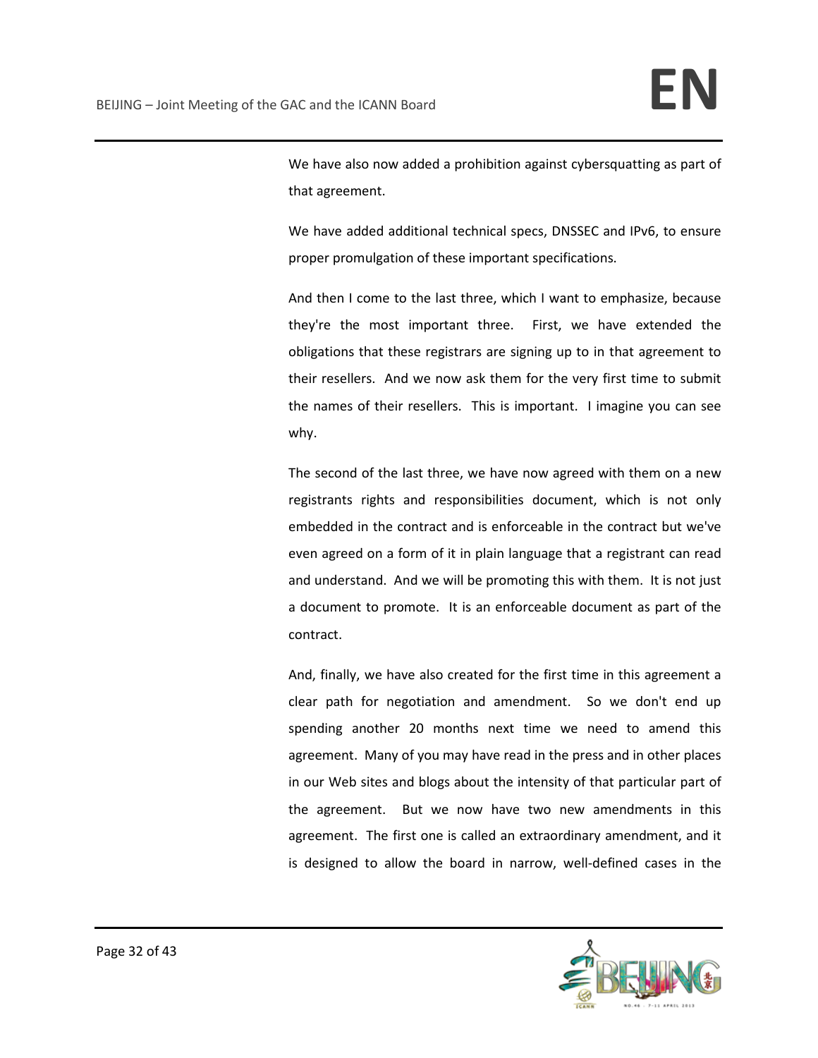We have also now added a prohibition against cybersquatting as part of that agreement.

We have added additional technical specs, DNSSEC and IPv6, to ensure proper promulgation of these important specifications.

And then I come to the last three, which I want to emphasize, because they're the most important three. First, we have extended the obligations that these registrars are signing up to in that agreement to their resellers. And we now ask them for the very first time to submit the names of their resellers. This is important. I imagine you can see why.

The second of the last three, we have now agreed with them on a new registrants rights and responsibilities document, which is not only embedded in the contract and is enforceable in the contract but we've even agreed on a form of it in plain language that a registrant can read and understand. And we will be promoting this with them. It is not just a document to promote. It is an enforceable document as part of the contract.

And, finally, we have also created for the first time in this agreement a clear path for negotiation and amendment. So we don't end up spending another 20 months next time we need to amend this agreement. Many of you may have read in the press and in other places in our Web sites and blogs about the intensity of that particular part of the agreement. But we now have two new amendments in this agreement. The first one is called an extraordinary amendment, and it is designed to allow the board in narrow, well-defined cases in the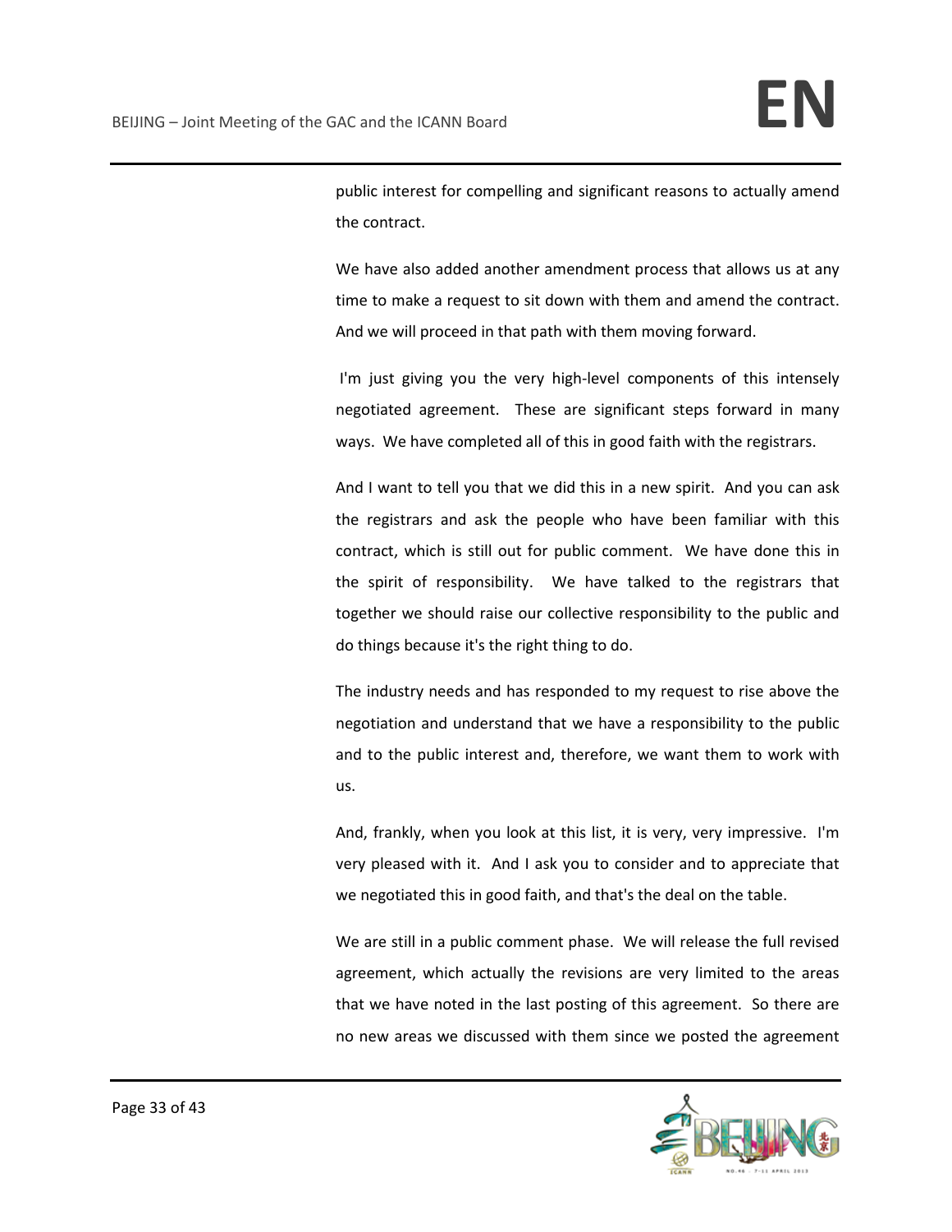public interest for compelling and significant reasons to actually amend the contract.

We have also added another amendment process that allows us at any time to make a request to sit down with them and amend the contract. And we will proceed in that path with them moving forward.

I'm just giving you the very high-level components of this intensely negotiated agreement. These are significant steps forward in many ways. We have completed all of this in good faith with the registrars.

And I want to tell you that we did this in a new spirit. And you can ask the registrars and ask the people who have been familiar with this contract, which is still out for public comment. We have done this in the spirit of responsibility. We have talked to the registrars that together we should raise our collective responsibility to the public and do things because it's the right thing to do.

The industry needs and has responded to my request to rise above the negotiation and understand that we have a responsibility to the public and to the public interest and, therefore, we want them to work with us.

And, frankly, when you look at this list, it is very, very impressive. I'm very pleased with it. And I ask you to consider and to appreciate that we negotiated this in good faith, and that's the deal on the table.

We are still in a public comment phase. We will release the full revised agreement, which actually the revisions are very limited to the areas that we have noted in the last posting of this agreement. So there are no new areas we discussed with them since we posted the agreement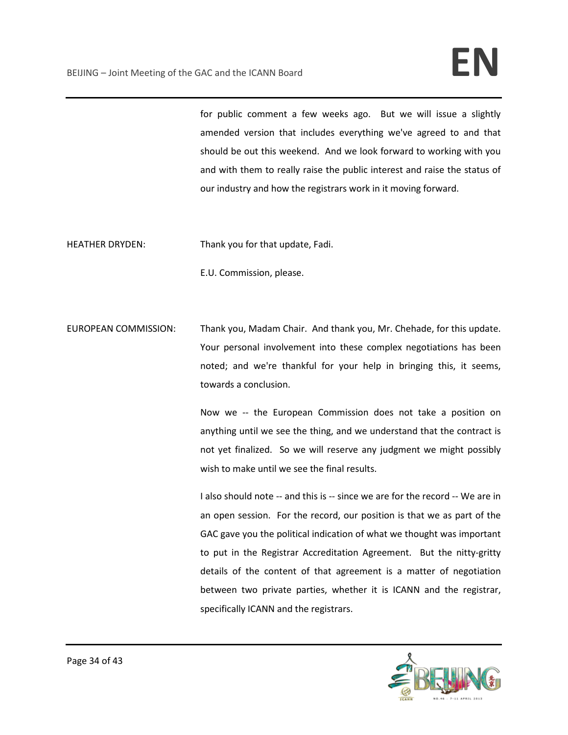for public comment a few weeks ago. But we will issue a slightly amended version that includes everything we've agreed to and that should be out this weekend. And we look forward to working with you and with them to really raise the public interest and raise the status of our industry and how the registrars work in it moving forward.

HEATHER DRYDEN: Thank you for that update, Fadi.

E.U. Commission, please.

EUROPEAN COMMISSION: Thank you, Madam Chair. And thank you, Mr. Chehade, for this update. Your personal involvement into these complex negotiations has been noted; and we're thankful for your help in bringing this, it seems, towards a conclusion.

Now we -- the European Commission does not take a position on anything until we see the thing, and we understand that the contract is not yet finalized. So we will reserve any judgment we might possibly wish to make until we see the final results.

I also should note -- and this is -- since we are for the record -- We are in an open session. For the record, our position is that we as part of the GAC gave you the political indication of what we thought was important to put in the Registrar Accreditation Agreement. But the nitty-gritty details of the content of that agreement is a matter of negotiation between two private parties, whether it is ICANN and the registrar, specifically ICANN and the registrars.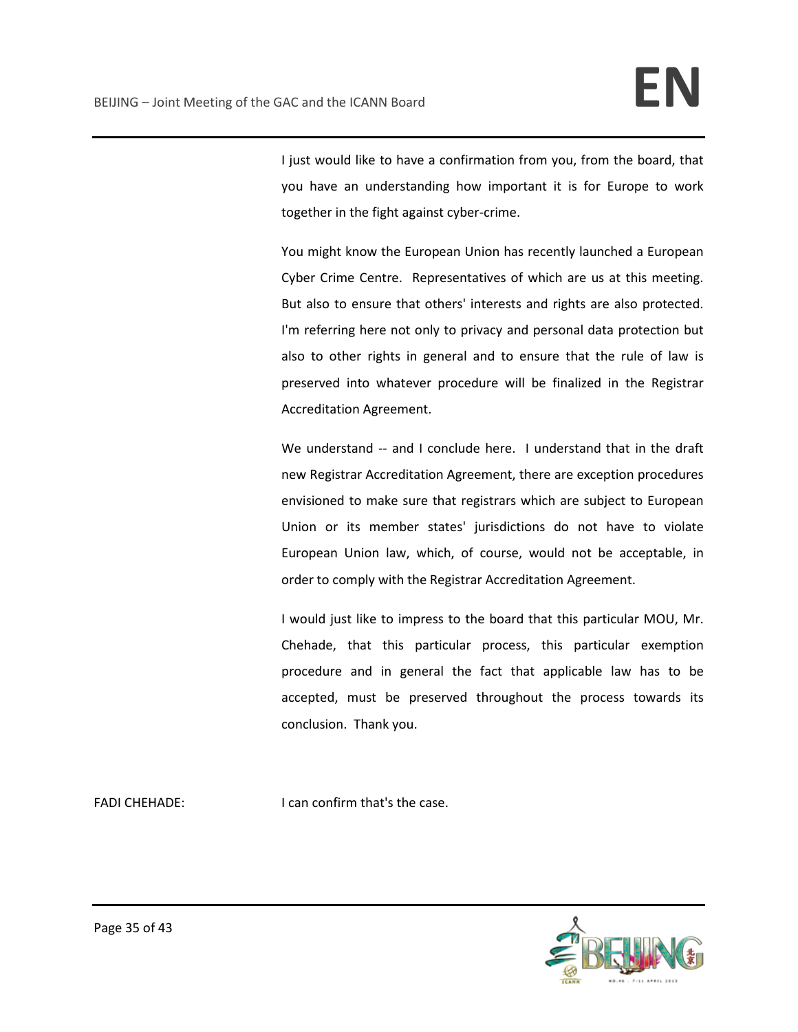I just would like to have a confirmation from you, from the board, that you have an understanding how important it is for Europe to work together in the fight against cyber-crime.

You might know the European Union has recently launched a European Cyber Crime Centre. Representatives of which are us at this meeting. But also to ensure that others' interests and rights are also protected. I'm referring here not only to privacy and personal data protection but also to other rights in general and to ensure that the rule of law is preserved into whatever procedure will be finalized in the Registrar Accreditation Agreement.

We understand -- and I conclude here. I understand that in the draft new Registrar Accreditation Agreement, there are exception procedures envisioned to make sure that registrars which are subject to European Union or its member states' jurisdictions do not have to violate European Union law, which, of course, would not be acceptable, in order to comply with the Registrar Accreditation Agreement.

I would just like to impress to the board that this particular MOU, Mr. Chehade, that this particular process, this particular exemption procedure and in general the fact that applicable law has to be accepted, must be preserved throughout the process towards its conclusion. Thank you.

FADI CHEHADE: I can confirm that's the case.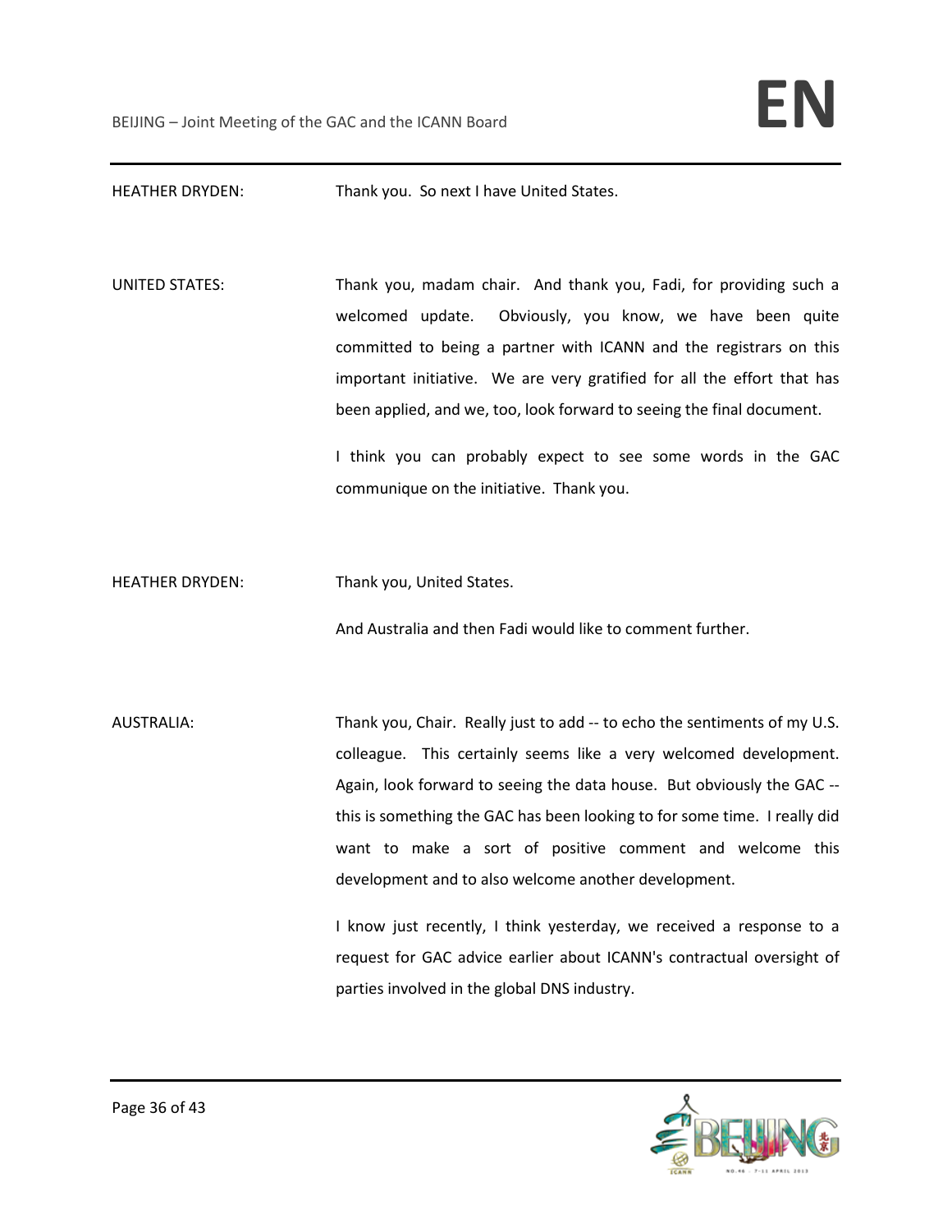HEATHER DRYDEN: Thank you. So next I have United States.

UNITED STATES: Thank you, madam chair. And thank you, Fadi, for providing such a welcomed update. Obviously, you know, we have been quite committed to being a partner with ICANN and the registrars on this important initiative. We are very gratified for all the effort that has been applied, and we, too, look forward to seeing the final document.

I think you can probably expect to see some words in the GAC communique on the initiative. Thank you.

HEATHER DRYDEN: Thank you, United States.

And Australia and then Fadi would like to comment further.

AUSTRALIA: Thank you, Chair. Really just to add -- to echo the sentiments of my U.S. colleague. This certainly seems like a very welcomed development. Again, look forward to seeing the data house. But obviously the GAC -- this is something the GAC has been looking to for some time. I really did want to make a sort of positive comment and welcome this development and to also welcome another development.

I know just recently, I think yesterday, we received a response to a request for GAC advice earlier about ICANN's contractual oversight of parties involved in the global DNS industry.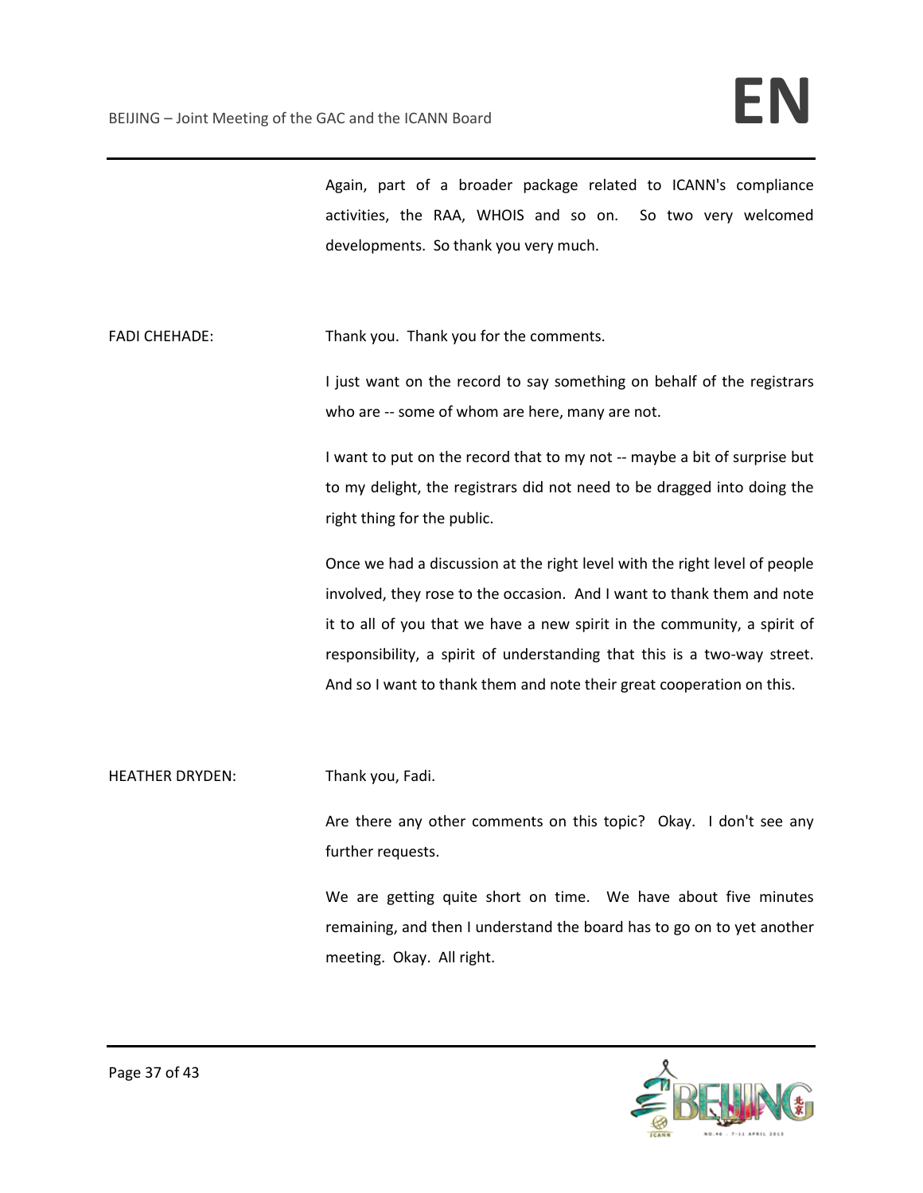Again, part of a broader package related to ICANN's compliance activities, the RAA, WHOIS and so on. So two very welcomed developments. So thank you very much.

FADI CHEHADE: Thank you. Thank you for the comments.

I just want on the record to say something on behalf of the registrars who are -- some of whom are here, many are not.

I want to put on the record that to my not -- maybe a bit of surprise but to my delight, the registrars did not need to be dragged into doing the right thing for the public.

Once we had a discussion at the right level with the right level of people involved, they rose to the occasion. And I want to thank them and note it to all of you that we have a new spirit in the community, a spirit of responsibility, a spirit of understanding that this is a two-way street. And so I want to thank them and note their great cooperation on this.

HEATHER DRYDEN: Thank you, Fadi.

Are there any other comments on this topic? Okay. I don't see any further requests.

We are getting quite short on time. We have about five minutes remaining, and then I understand the board has to go on to yet another meeting. Okay. All right.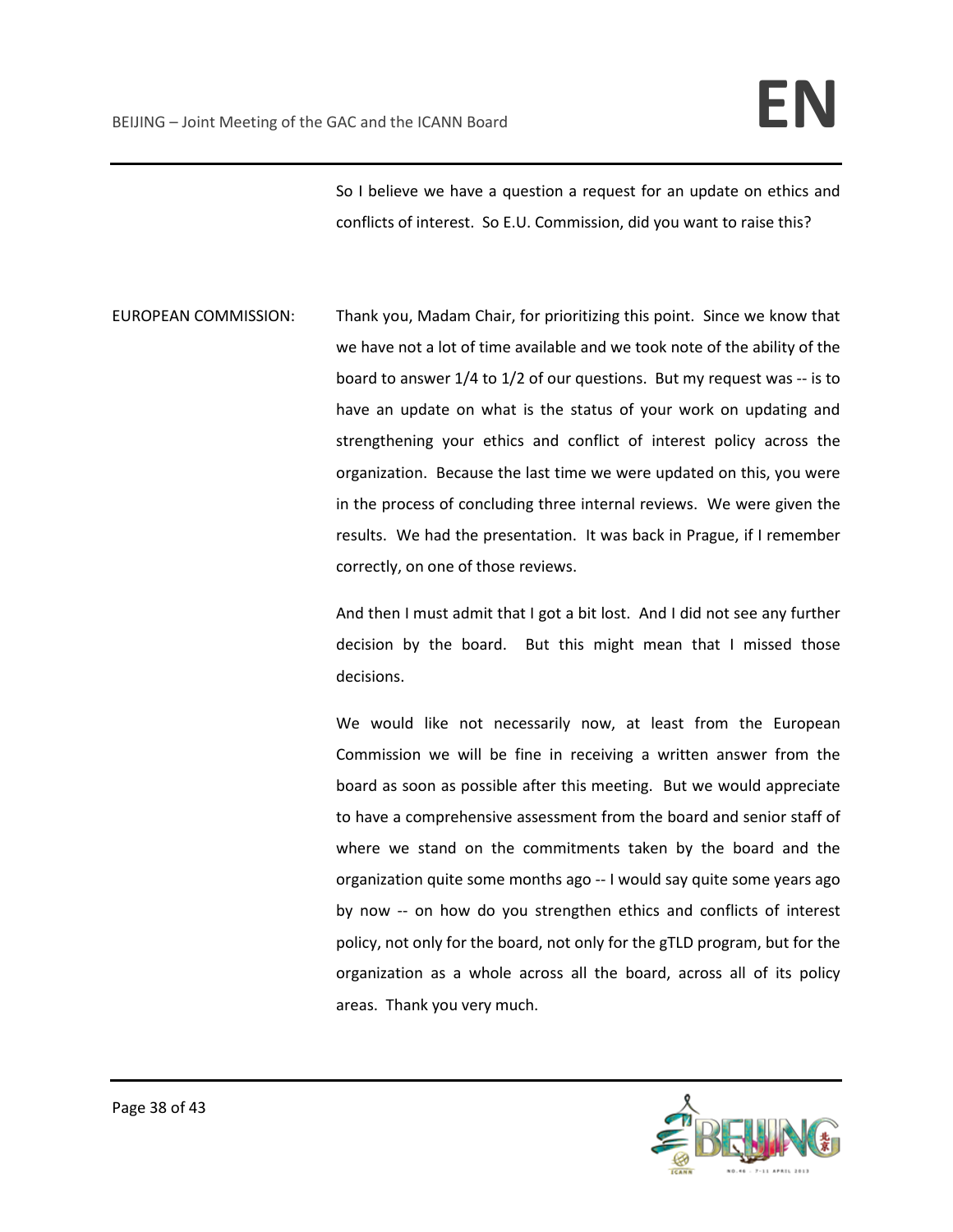So I believe we have a question a request for an update on ethics and conflicts of interest. So E.U. Commission, did you want to raise this?

EUROPEAN COMMISSION: Thank you, Madam Chair, for prioritizing this point. Since we know that we have not a lot of time available and we took note of the ability of the board to answer 1/4 to 1/2 of our questions. But my request was -- is to have an update on what is the status of your work on updating and strengthening your ethics and conflict of interest policy across the organization. Because the last time we were updated on this, you were in the process of concluding three internal reviews. We were given the results. We had the presentation. It was back in Prague, if I remember correctly, on one of those reviews.

And then I must admit that I got a bit lost. And I did not see any further decision by the board. But this might mean that I missed those decisions.

We would like not necessarily now, at least from the European Commission we will be fine in receiving a written answer from the board as soon as possible after this meeting. But we would appreciate to have a comprehensive assessment from the board and senior staff of where we stand on the commitments taken by the board and the organization quite some months ago -- I would say quite some years ago by now -- on how do you strengthen ethics and conflicts of interest policy, not only for the board, not only for the gTLD program, but for the organization as a whole across all the board, across all of its policy areas. Thank you very much.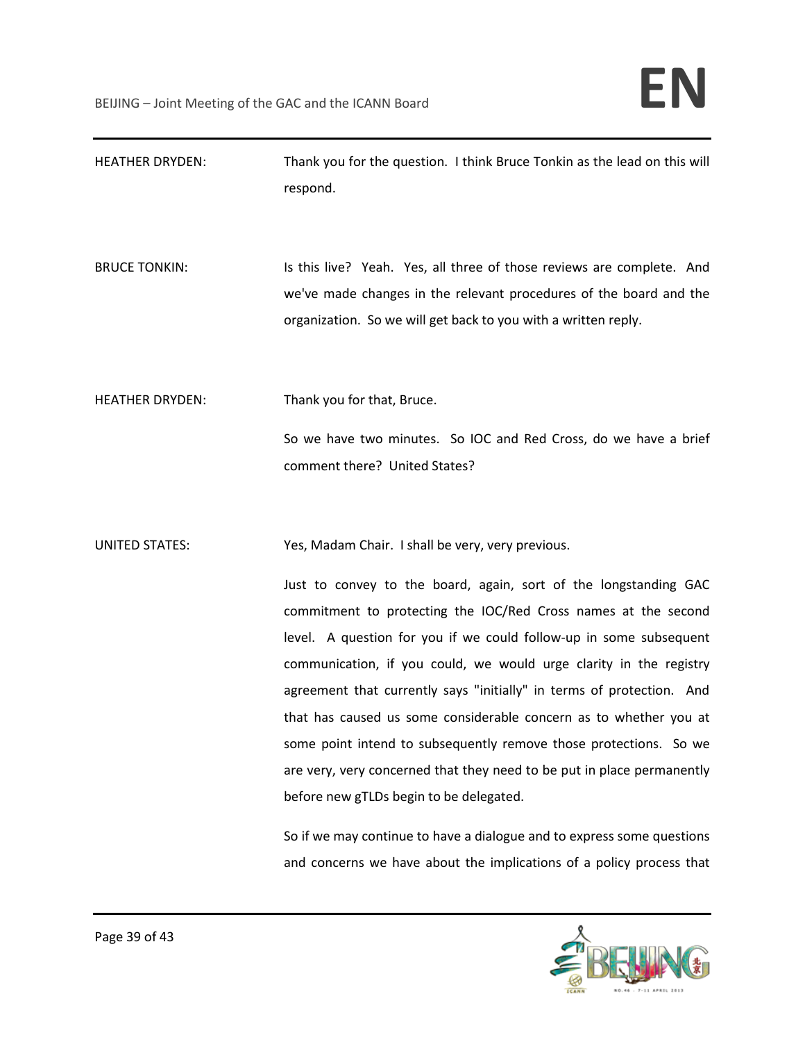HEATHER DRYDEN: Thank you for the question. I think Bruce Tonkin as the lead on this will respond.

BRUCE TONKIN: Is this live? Yeah. Yes, all three of those reviews are complete. And we've made changes in the relevant procedures of the board and the organization. So we will get back to you with a written reply.

HEATHER DRYDEN: Thank you for that, Bruce.

So we have two minutes. So IOC and Red Cross, do we have a brief comment there? United States?

UNITED STATES: Yes, Madam Chair. I shall be very, very previous.

Just to convey to the board, again, sort of the longstanding GAC commitment to protecting the IOC/Red Cross names at the second level. A question for you if we could follow-up in some subsequent communication, if you could, we would urge clarity in the registry agreement that currently says "initially" in terms of protection. And that has caused us some considerable concern as to whether you at some point intend to subsequently remove those protections. So we are very, very concerned that they need to be put in place permanently before new gTLDs begin to be delegated.

So if we may continue to have a dialogue and to express some questions and concerns we have about the implications of a policy process that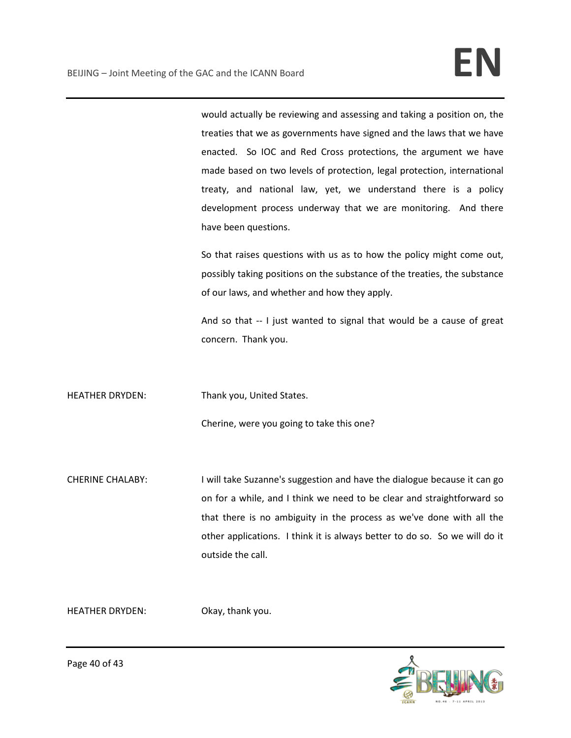would actually be reviewing and assessing and taking a position on, the treaties that we as governments have signed and the laws that we have enacted. So IOC and Red Cross protections, the argument we have made based on two levels of protection, legal protection, international treaty, and national law, yet, we understand there is a policy development process underway that we are monitoring. And there have been questions.

So that raises questions with us as to how the policy might come out, possibly taking positions on the substance of the treaties, the substance of our laws, and whether and how they apply.

And so that -- I just wanted to signal that would be a cause of great concern. Thank you.

HEATHER DRYDEN: Thank you, United States.

Cherine, were you going to take this one?

CHERINE CHALABY: I will take Suzanne's suggestion and have the dialogue because it can go on for a while, and I think we need to be clear and straightforward so that there is no ambiguity in the process as we've done with all the other applications. I think it is always better to do so. So we will do it outside the call.

HEATHER DRYDEN: Okay, thank you.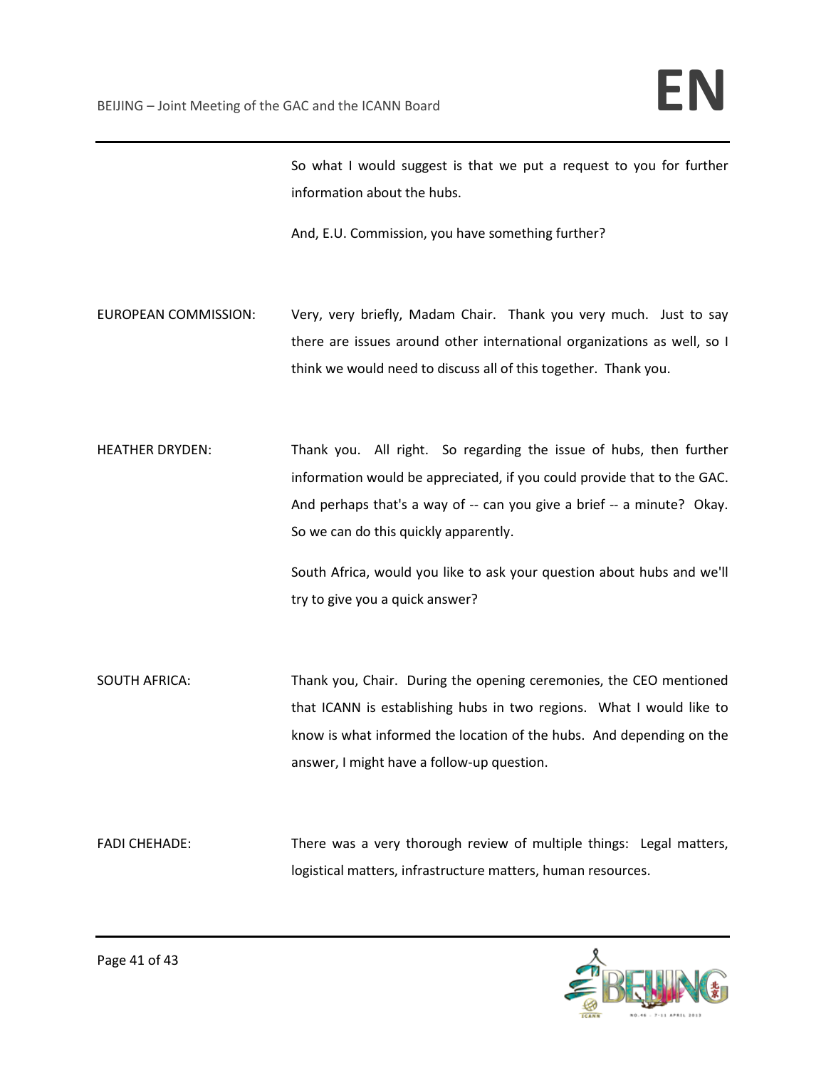So what I would suggest is that we put a request to you for further information about the hubs.

And, E.U. Commission, you have something further?

EUROPEAN COMMISSION: Very, very briefly, Madam Chair. Thank you very much. Just to say there are issues around other international organizations as well, so I think we would need to discuss all of this together. Thank you.

HEATHER DRYDEN: Thank you. All right. So regarding the issue of hubs, then further information would be appreciated, if you could provide that to the GAC. And perhaps that's a way of -- can you give a brief -- a minute? Okay. So we can do this quickly apparently.

South Africa, would you like to ask your question about hubs and we'll try to give you a quick answer?

SOUTH AFRICA: Thank you, Chair. During the opening ceremonies, the CEO mentioned that ICANN is establishing hubs in two regions. What I would like to know is what informed the location of the hubs. And depending on the answer, I might have a follow-up question.

FADI CHEHADE: There was a very thorough review of multiple things: Legal matters, logistical matters, infrastructure matters, human resources.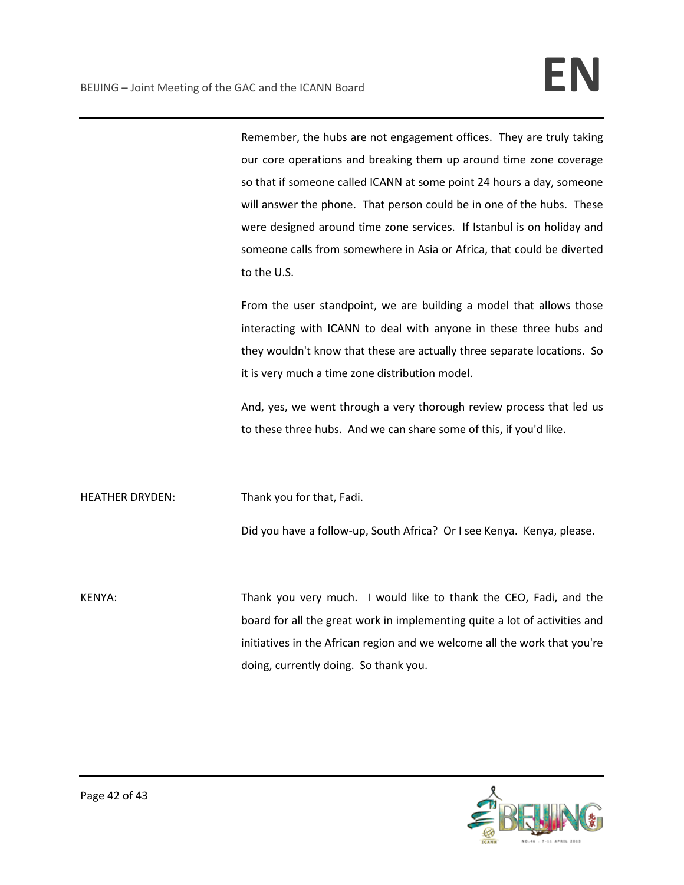Remember, the hubs are not engagement offices. They are truly taking our core operations and breaking them up around time zone coverage so that if someone called ICANN at some point 24 hours a day, someone will answer the phone. That person could be in one of the hubs. These were designed around time zone services. If Istanbul is on holiday and someone calls from somewhere in Asia or Africa, that could be diverted to the U.S.

From the user standpoint, we are building a model that allows those interacting with ICANN to deal with anyone in these three hubs and they wouldn't know that these are actually three separate locations. So it is very much a time zone distribution model.

And, yes, we went through a very thorough review process that led us to these three hubs. And we can share some of this, if you'd like.

HEATHER DRYDEN: Thank you for that, Fadi.

Did you have a follow-up, South Africa? Or I see Kenya. Kenya, please.

KENYA: Thank you very much. I would like to thank the CEO, Fadi, and the board for all the great work in implementing quite a lot of activities and initiatives in the African region and we welcome all the work that you're doing, currently doing. So thank you.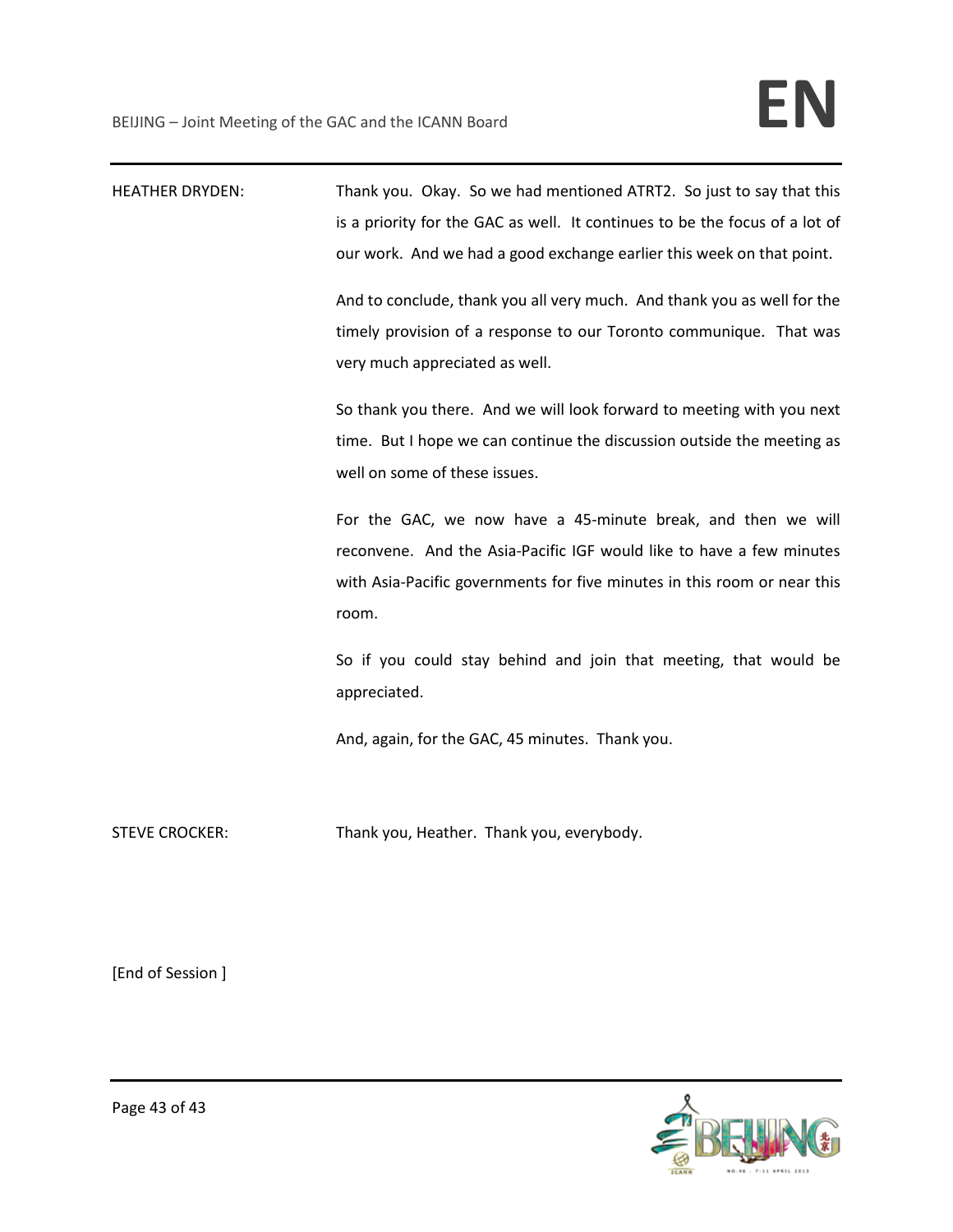HEATHER DRYDEN: Thank you. Okay. So we had mentioned ATRT2. So just to say that this is a priority for the GAC as well. It continues to be the focus of a lot of our work. And we had a good exchange earlier this week on that point.

And to conclude, thank you all very much. And thank you as well for the timely provision of a response to our Toronto communique. That was very much appreciated as well.

So thank you there. And we will look forward to meeting with you next time. But I hope we can continue the discussion outside the meeting as well on some of these issues.

For the GAC, we now have a 45-minute break, and then we will reconvene. And the Asia-Pacific IGF would like to have a few minutes with Asia-Pacific governments for five minutes in this room or near this room.

So if you could stay behind and join that meeting, that would be appreciated.

And, again, for the GAC, 45 minutes. Thank you.

STEVE CROCKER: Thank you, Heather. Thank you, everybody.

[End of Session ]